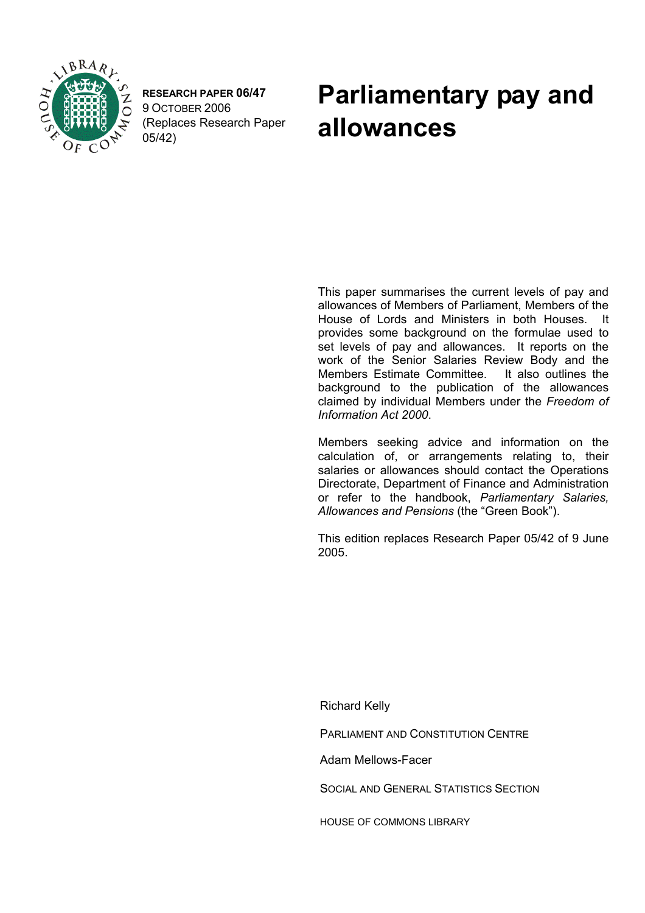**RESEARCH PAPER 06/47**
9 OCTOBER 2006
(Replaces Research Paper 05/42)

# Parliamentary pay and allowances

This paper summarises the current levels of pay and allowances of Members of Parliament, Members of the House of Lords and Ministers in both Houses. It provides some background on the formulae used to set levels of pay and allowances. It reports on the work of the Senior Salaries Review Body and the Members Estimate Committee. It also outlines the background to the publication of the allowances claimed by individual Members under the *Freedom of Information Act 2000*.

Members seeking advice and information on the calculation of, or arrangements relating to, their salaries or allowances should contact the Operations Directorate, Department of Finance and Administration or refer to the handbook, *Parliamentary Salaries, Allowances and Pensions* (the "Green Book").

This edition replaces Research Paper 05/42 of 9 June 2005.

Richard Kelly

PARLIAMENT AND CONSTITUTION CENTRE

Adam Mellows-Facer

SOCIAL AND GENERAL STATISTICS SECTION

HOUSE OF COMMONS LIBRARY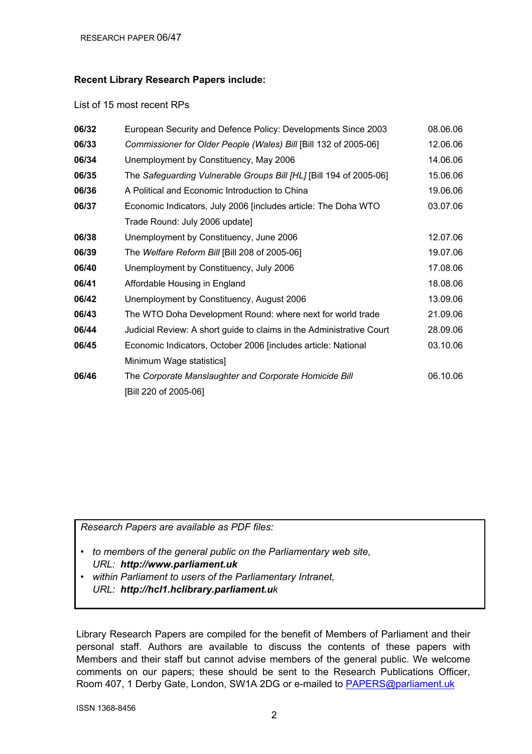**Recent Library Research Papers include:**

List of 15 most recent RPs

| | | |
|---|---|---|
| **06/32** | European Security and Defence Policy: Developments Since 2003 | 08.06.06 |
| **06/33** | *Commissioner for Older People (Wales) Bill* [Bill 132 of 2005-06] | 12.06.06 |
| **06/34** | Unemployment by Constituency, May 2006 | 14.06.06 |
| **06/35** | The *Safeguarding Vulnerable Groups Bill [HL]* [Bill 194 of 2005-06] | 15.06.06 |
| **06/36** | A Political and Economic Introduction to China | 19.06.06 |
| **06/37** | Economic Indicators, July 2006 [includes article: The Doha WTO Trade Round: July 2006 update] | 03.07.06 |
| **06/38** | Unemployment by Constituency, June 2006 | 12.07.06 |
| **06/39** | The *Welfare Reform Bill* [Bill 208 of 2005-06] | 19.07.06 |
| **06/40** | Unemployment by Constituency, July 2006 | 17.08.06 |
| **06/41** | Affordable Housing in England | 18.08.06 |
| **06/42** | Unemployment by Constituency, August 2006 | 13.09.06 |
| **06/43** | The WTO Doha Development Round: where next for world trade | 21.09.06 |
| **06/44** | Judicial Review: A short guide to claims in the Administrative Court | 28.09.06 |
| **06/45** | Economic Indicators, October 2006 [includes article: National Minimum Wage statistics] | 03.10.06 |
| **06/46** | The *Corporate Manslaughter and Corporate Homicide Bill* [Bill 220 of 2005-06] | 06.10.06 |

*Research Papers are available as PDF files:*

- *to members of the general public on the Parliamentary web site,*
  *URL:* ***http://www.parliament.uk***
- *within Parliament to users of the Parliamentary Intranet,*
  *URL:* ***http://hcl1.hclibrary.parliament.uk***

Library Research Papers are compiled for the benefit of Members of Parliament and their personal staff. Authors are available to discuss the contents of these papers with Members and their staff but cannot advise members of the general public. We welcome comments on our papers; these should be sent to the Research Publications Officer, Room 407, 1 Derby Gate, London, SW1A 2DG or e-mailed to PAPERS@parliament.uk

ISSN 1368-8456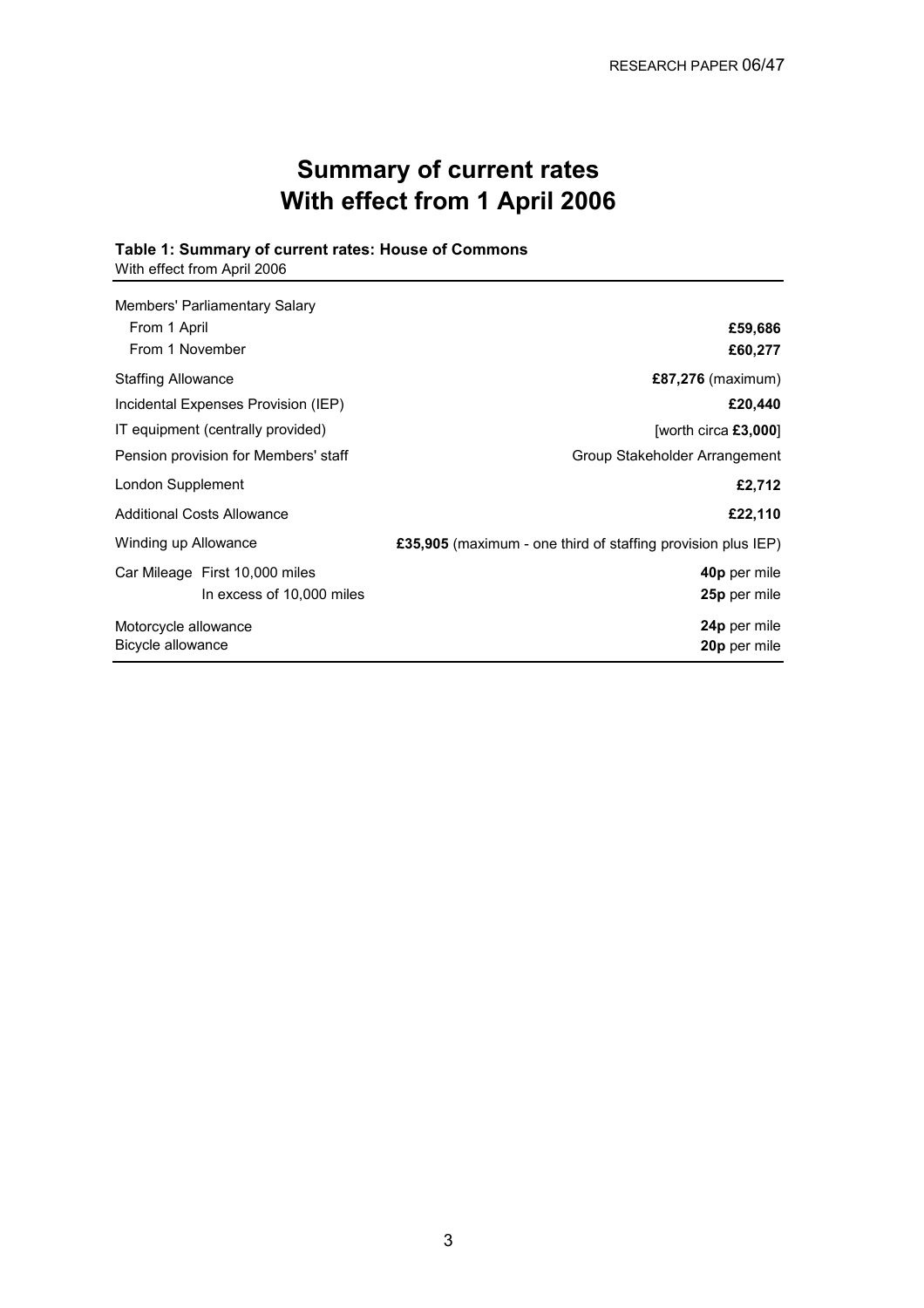# Summary of current rates
# With effect from 1 April 2006

**Table 1: Summary of current rates: House of Commons**
With effect from April 2006

| | |
|---|---|
| Members' Parliamentary Salary | |
| From 1 April | **£59,686** |
| From 1 November | **£60,277** |
| Staffing Allowance | **£87,276** (maximum) |
| Incidental Expenses Provision (IEP) | **£20,440** |
| IT equipment (centrally provided) | [worth circa **£3,000**] |
| Pension provision for Members' staff | Group Stakeholder Arrangement |
| London Supplement | **£2,712** |
| Additional Costs Allowance | **£22,110** |
| Winding up Allowance | **£35,905** (maximum - one third of staffing provision plus IEP) |
| Car Mileage First 10,000 miles | **40p** per mile |
| In excess of 10,000 miles | **25p** per mile |
| Motorcycle allowance | **24p** per mile |
| Bicycle allowance | **20p** per mile |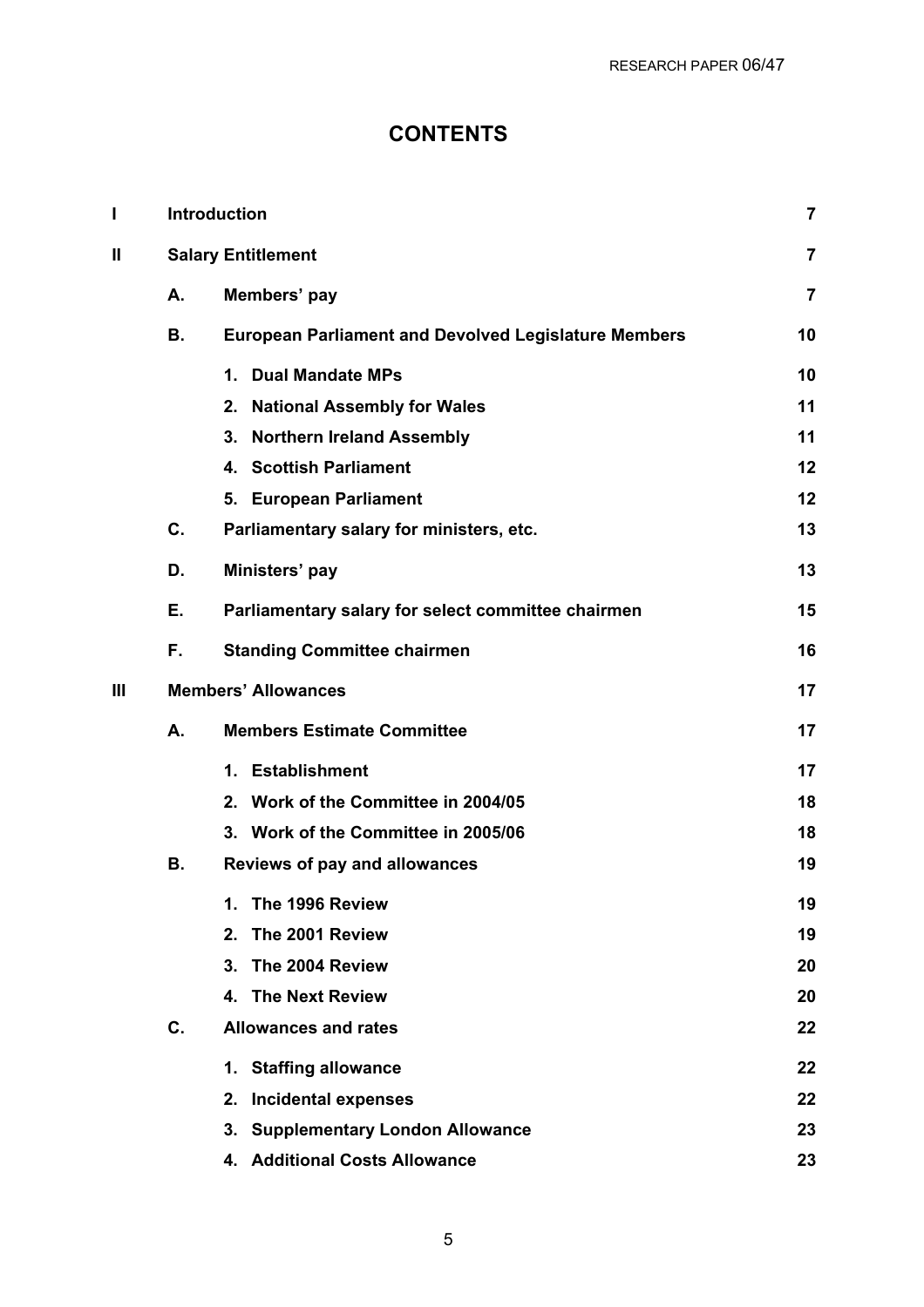# CONTENTS

| | | | |
|---|---|---|---|
| **I** | **Introduction** | | **7** |
| **II** | **Salary Entitlement** | | **7** |
| | **A.** | **Members' pay** | **7** |
| | **B.** | **European Parliament and Devolved Legislature Members** | **10** |
| | | **1. Dual Mandate MPs** | **10** |
| | | **2. National Assembly for Wales** | **11** |
| | | **3. Northern Ireland Assembly** | **11** |
| | | **4. Scottish Parliament** | **12** |
| | | **5. European Parliament** | **12** |
| | **C.** | **Parliamentary salary for ministers, etc.** | **13** |
| | **D.** | **Ministers' pay** | **13** |
| | **E.** | **Parliamentary salary for select committee chairmen** | **15** |
| | **F.** | **Standing Committee chairmen** | **16** |
| **III** | **Members' Allowances** | | **17** |
| | **A.** | **Members Estimate Committee** | **17** |
| | | **1. Establishment** | **17** |
| | | **2. Work of the Committee in 2004/05** | **18** |
| | | **3. Work of the Committee in 2005/06** | **18** |
| | **B.** | **Reviews of pay and allowances** | **19** |
| | | **1. The 1996 Review** | **19** |
| | | **2. The 2001 Review** | **19** |
| | | **3. The 2004 Review** | **20** |
| | | **4. The Next Review** | **20** |
| | **C.** | **Allowances and rates** | **22** |
| | | **1. Staffing allowance** | **22** |
| | | **2. Incidental expenses** | **22** |
| | | **3. Supplementary London Allowance** | **23** |
| | | **4. Additional Costs Allowance** | **23** |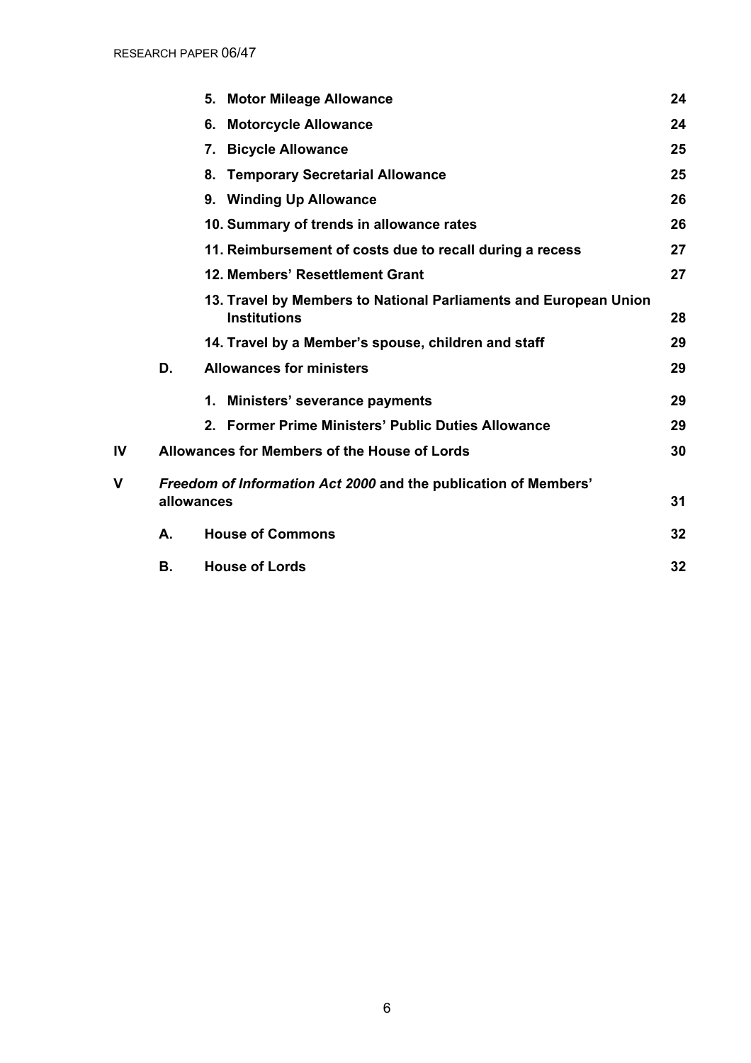| | | | |
|---|---|---|---|
| | | **5. Motor Mileage Allowance** | **24** |
| | | **6. Motorcycle Allowance** | **24** |
| | | **7. Bicycle Allowance** | **25** |
| | | **8. Temporary Secretarial Allowance** | **25** |
| | | **9. Winding Up Allowance** | **26** |
| | | **10. Summary of trends in allowance rates** | **26** |
| | | **11. Reimbursement of costs due to recall during a recess** | **27** |
| | | **12. Members' Resettlement Grant** | **27** |
| | | **13. Travel by Members to National Parliaments and European Union Institutions** | **28** |
| | | **14. Travel by a Member's spouse, children and staff** | **29** |
| | **D.** | **Allowances for ministers** | **29** |
| | | **1. Ministers' severance payments** | **29** |
| | | **2. Former Prime Ministers' Public Duties Allowance** | **29** |
| **IV** | **Allowances for Members of the House of Lords** | | **30** |
| **V** | ***Freedom of Information Act 2000* and the publication of Members' allowances** | | **31** |
| | **A.** | **House of Commons** | **32** |
| | **B.** | **House of Lords** | **32** |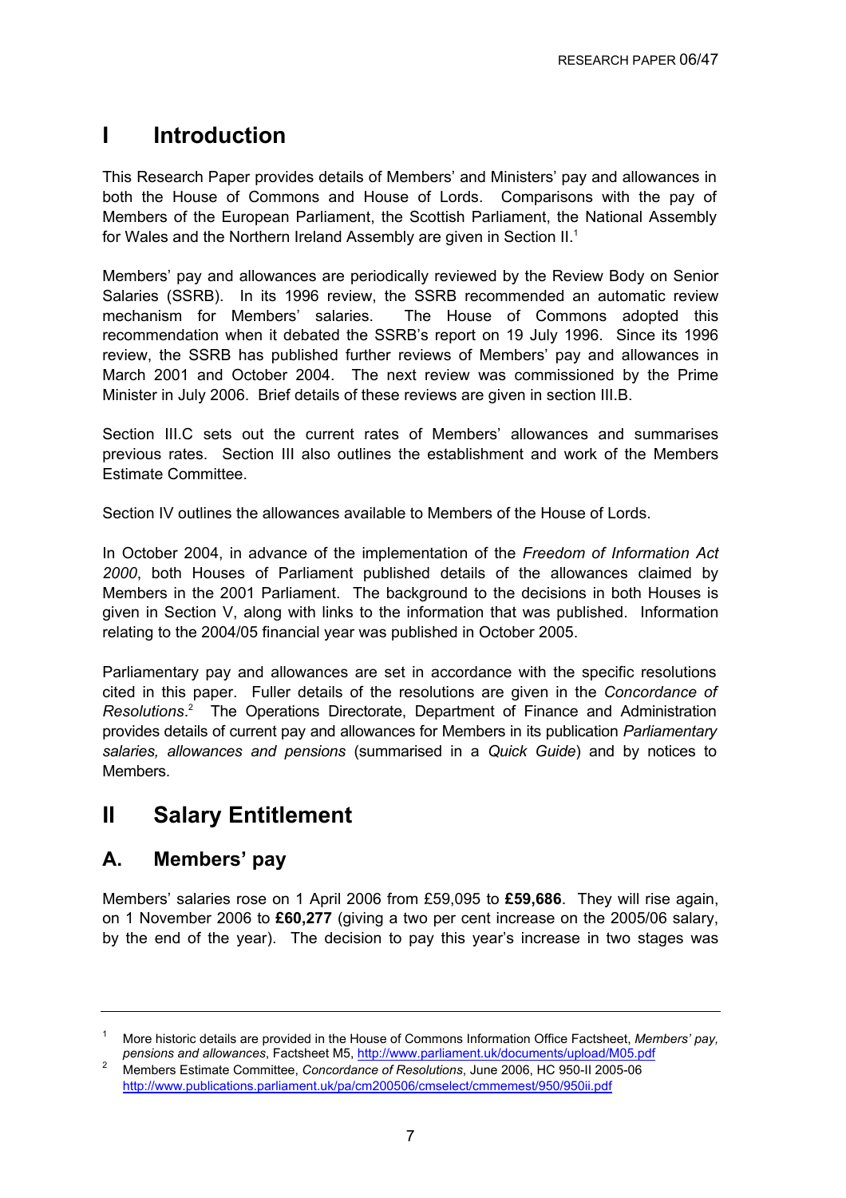# I Introduction

This Research Paper provides details of Members' and Ministers' pay and allowances in both the House of Commons and House of Lords. Comparisons with the pay of Members of the European Parliament, the Scottish Parliament, the National Assembly for Wales and the Northern Ireland Assembly are given in Section II.[1]

Members' pay and allowances are periodically reviewed by the Review Body on Senior Salaries (SSRB). In its 1996 review, the SSRB recommended an automatic review mechanism for Members' salaries. The House of Commons adopted this recommendation when it debated the SSRB's report on 19 July 1996. Since its 1996 review, the SSRB has published further reviews of Members' pay and allowances in March 2001 and October 2004. The next review was commissioned by the Prime Minister in July 2006. Brief details of these reviews are given in section III.B.

Section III.C sets out the current rates of Members' allowances and summarises previous rates. Section III also outlines the establishment and work of the Members Estimate Committee.

Section IV outlines the allowances available to Members of the House of Lords.

In October 2004, in advance of the implementation of the *Freedom of Information Act 2000*, both Houses of Parliament published details of the allowances claimed by Members in the 2001 Parliament. The background to the decisions in both Houses is given in Section V, along with links to the information that was published. Information relating to the 2004/05 financial year was published in October 2005.

Parliamentary pay and allowances are set in accordance with the specific resolutions cited in this paper. Fuller details of the resolutions are given in the *Concordance of Resolutions*.[2] The Operations Directorate, Department of Finance and Administration provides details of current pay and allowances for Members in its publication *Parliamentary salaries, allowances and pensions* (summarised in a *Quick Guide*) and by notices to Members.

# II Salary Entitlement

## A. Members' pay

Members' salaries rose on 1 April 2006 from £59,095 to **£59,686**. They will rise again, on 1 November 2006 to **£60,277** (giving a two per cent increase on the 2005/06 salary, by the end of the year). The decision to pay this year's increase in two stages was

---

[1] More historic details are provided in the House of Commons Information Office Factsheet, *Members' pay, pensions and allowances*, Factsheet M5, http://www.parliament.uk/documents/upload/M05.pdf

[2] Members Estimate Committee, *Concordance of Resolutions*, June 2006, HC 950-II 2005-06 http://www.publications.parliament.uk/pa/cm200506/cmselect/cmmemest/950/950ii.pdf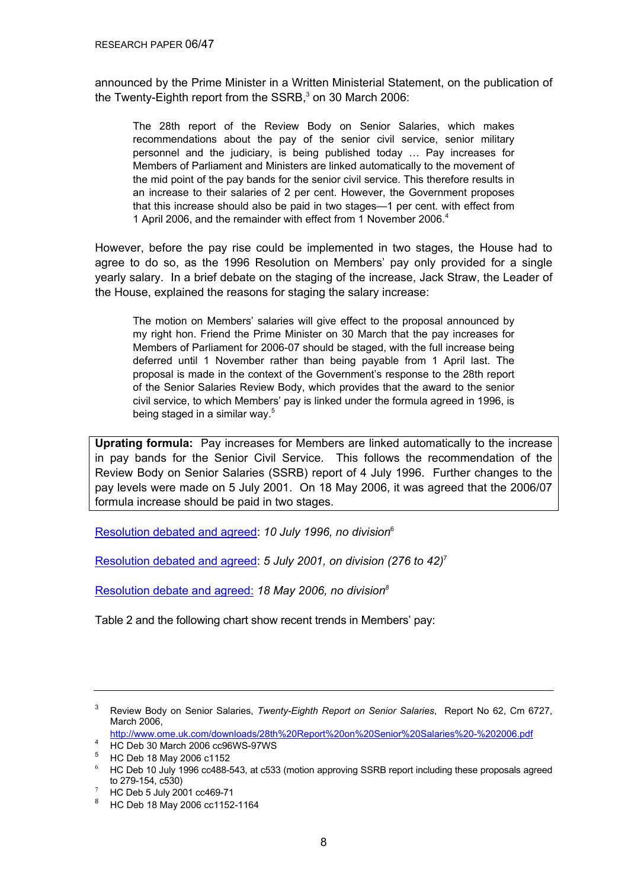announced by the Prime Minister in a Written Ministerial Statement, on the publication of the Twenty-Eighth report from the SSRB,[3] on 30 March 2006:

> The 28th report of the Review Body on Senior Salaries, which makes recommendations about the pay of the senior civil service, senior military personnel and the judiciary, is being published today … Pay increases for Members of Parliament and Ministers are linked automatically to the movement of the mid point of the pay bands for the senior civil service. This therefore results in an increase to their salaries of 2 per cent. However, the Government proposes that this increase should also be paid in two stages—1 per cent. with effect from 1 April 2006, and the remainder with effect from 1 November 2006.[4]

However, before the pay rise could be implemented in two stages, the House had to agree to do so, as the 1996 Resolution on Members' pay only provided for a single yearly salary. In a brief debate on the staging of the increase, Jack Straw, the Leader of the House, explained the reasons for staging the salary increase:

> The motion on Members' salaries will give effect to the proposal announced by my right hon. Friend the Prime Minister on 30 March that the pay increases for Members of Parliament for 2006-07 should be staged, with the full increase being deferred until 1 November rather than being payable from 1 April last. The proposal is made in the context of the Government's response to the 28th report of the Senior Salaries Review Body, which provides that the award to the senior civil service, to which Members' pay is linked under the formula agreed in 1996, is being staged in a similar way.[5]

**Uprating formula:** Pay increases for Members are linked automatically to the increase in pay bands for the Senior Civil Service. This follows the recommendation of the Review Body on Senior Salaries (SSRB) report of 4 July 1996. Further changes to the pay levels were made on 5 July 2001. On 18 May 2006, it was agreed that the 2006/07 formula increase should be paid in two stages.

Resolution debated and agreed: *10 July 1996, no division*[6]

Resolution debated and agreed: *5 July 2001, on division (276 to 42)*[7]

Resolution debate and agreed: *18 May 2006, no division*[8]

Table 2 and the following chart show recent trends in Members' pay:

---

[3] Review Body on Senior Salaries, *Twenty-Eighth Report on Senior Salaries*, Report No 62, Cm 6727, March 2006, http://www.ome.uk.com/downloads/28th%20Report%20on%20Senior%20Salaries%20-%202006.pdf

[4] HC Deb 30 March 2006 cc96WS-97WS

[5] HC Deb 18 May 2006 c1152

[6] HC Deb 10 July 1996 cc488-543, at c533 (motion approving SSRB report including these proposals agreed to 279-154, c530)

[7] HC Deb 5 July 2001 cc469-71

[8] HC Deb 18 May 2006 cc1152-1164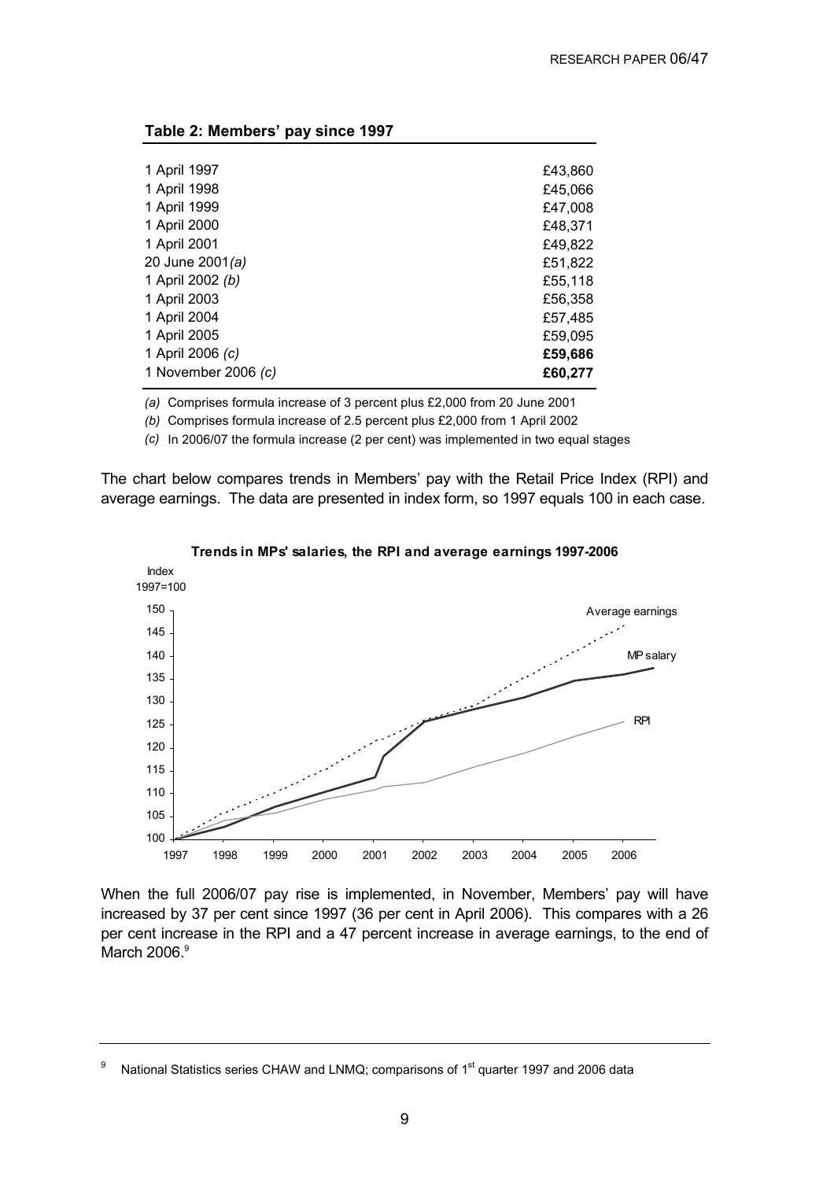**Table 2: Members' pay since 1997**

| | |
|---|---|
| 1 April 1997 | £43,860 |
| 1 April 1998 | £45,066 |
| 1 April 1999 | £47,008 |
| 1 April 2000 | £48,371 |
| 1 April 2001 | £49,822 |
| 20 June 2001 *(a)* | £51,822 |
| 1 April 2002 *(b)* | £55,118 |
| 1 April 2003 | £56,358 |
| 1 April 2004 | £57,485 |
| 1 April 2005 | £59,095 |
| 1 April 2006 *(c)* | **£59,686** |
| 1 November 2006 *(c)* | **£60,277** |

*(a)* Comprises formula increase of 3 percent plus £2,000 from 20 June 2001

*(b)* Comprises formula increase of 2.5 percent plus £2,000 from 1 April 2002

*(c)* In 2006/07 the formula increase (2 per cent) was implemented in two equal stages

The chart below compares trends in Members' pay with the Retail Price Index (RPI) and average earnings. The data are presented in index form, so 1997 equals 100 in each case.

**Trends in MPs' salaries, the RPI and average earnings 1997-2006**

When the full 2006/07 pay rise is implemented, in November, Members' pay will have increased by 37 per cent since 1997 (36 per cent in April 2006). This compares with a 26 per cent increase in the RPI and a 47 percent increase in average earnings, to the end of March 2006.[9]

[9] National Statistics series CHAW and LNMQ; comparisons of 1st quarter 1997 and 2006 data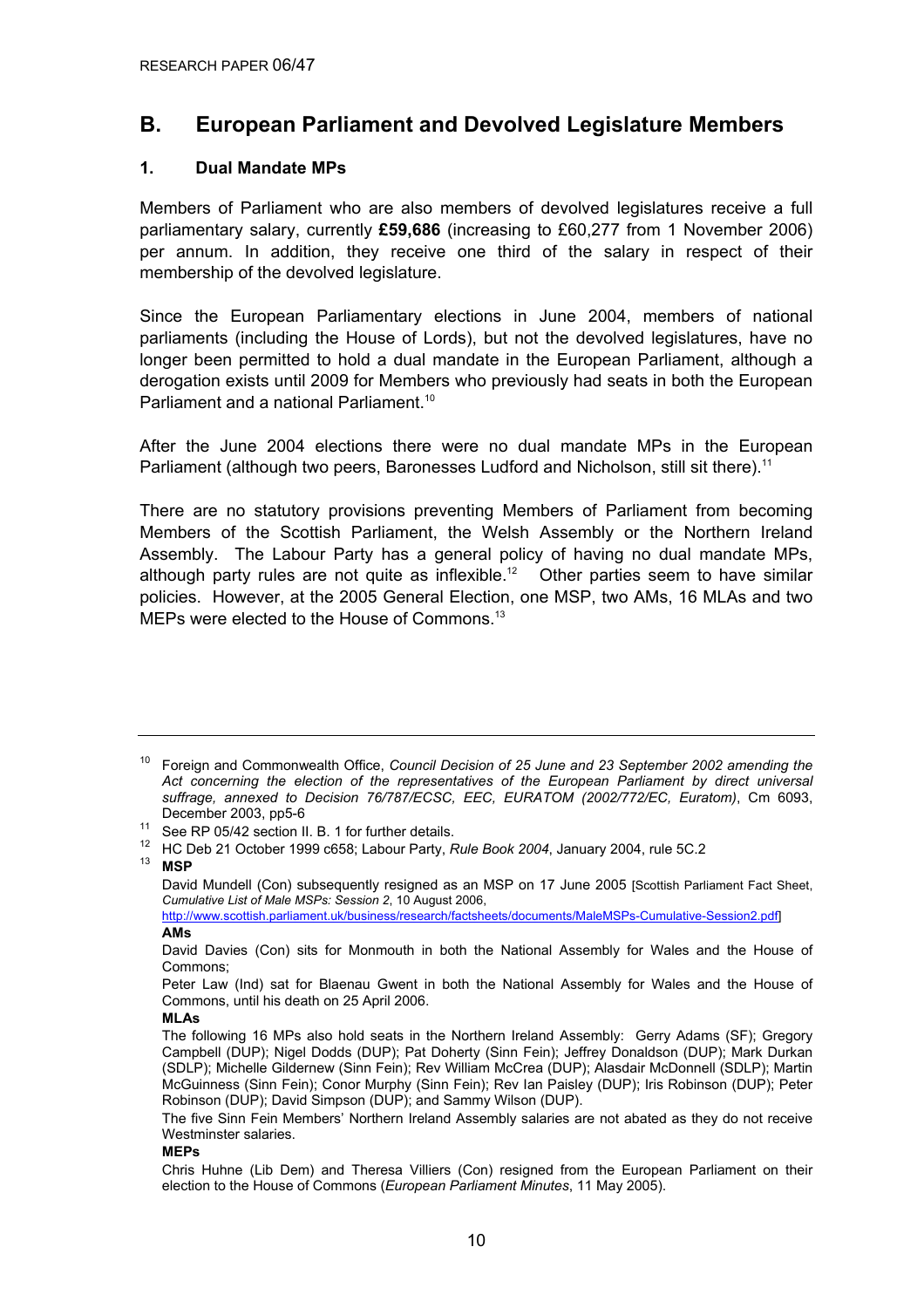## B. European Parliament and Devolved Legislature Members

### 1. Dual Mandate MPs

Members of Parliament who are also members of devolved legislatures receive a full parliamentary salary, currently **£59,686** (increasing to £60,277 from 1 November 2006) per annum. In addition, they receive one third of the salary in respect of their membership of the devolved legislature.

Since the European Parliamentary elections in June 2004, members of national parliaments (including the House of Lords), but not the devolved legislatures, have no longer been permitted to hold a dual mandate in the European Parliament, although a derogation exists until 2009 for Members who previously had seats in both the European Parliament and a national Parliament.[10]

After the June 2004 elections there were no dual mandate MPs in the European Parliament (although two peers, Baronesses Ludford and Nicholson, still sit there).[11]

There are no statutory provisions preventing Members of Parliament from becoming Members of the Scottish Parliament, the Welsh Assembly or the Northern Ireland Assembly. The Labour Party has a general policy of having no dual mandate MPs, although party rules are not quite as inflexible.[12] Other parties seem to have similar policies. However, at the 2005 General Election, one MSP, two AMs, 16 MLAs and two MEPs were elected to the House of Commons.[13]

---

[10] Foreign and Commonwealth Office, *Council Decision of 25 June and 23 September 2002 amending the Act concerning the election of the representatives of the European Parliament by direct universal suffrage, annexed to Decision 76/787/ECSC, EEC, EURATOM (2002/772/EC, Euratom)*, Cm 6093, December 2003, pp5-6

[11] See RP 05/42 section II. B. 1 for further details.

[12] HC Deb 21 October 1999 c658; Labour Party, *Rule Book 2004*, January 2004, rule 5C.2

[13] **MSP**

David Mundell (Con) subsequently resigned as an MSP on 17 June 2005 [Scottish Parliament Fact Sheet, *Cumulative List of Male MSPs: Session 2*, 10 August 2006, http://www.scottish.parliament.uk/business/research/factsheets/documents/MaleMSPs-Cumulative-Session2.pdf]

**AMs**

David Davies (Con) sits for Monmouth in both the National Assembly for Wales and the House of Commons;

Peter Law (Ind) sat for Blaenau Gwent in both the National Assembly for Wales and the House of Commons, until his death on 25 April 2006.

**MLAs**

The following 16 MPs also hold seats in the Northern Ireland Assembly: Gerry Adams (SF); Gregory Campbell (DUP); Nigel Dodds (DUP); Pat Doherty (Sinn Fein); Jeffrey Donaldson (DUP); Mark Durkan (SDLP); Michelle Gildernew (Sinn Fein); Rev William McCrea (DUP); Alasdair McDonnell (SDLP); Martin McGuinness (Sinn Fein); Conor Murphy (Sinn Fein); Rev Ian Paisley (DUP); Iris Robinson (DUP); Peter Robinson (DUP); David Simpson (DUP); and Sammy Wilson (DUP).

The five Sinn Fein Members' Northern Ireland Assembly salaries are not abated as they do not receive Westminster salaries.

**MEPs**

Chris Huhne (Lib Dem) and Theresa Villiers (Con) resigned from the European Parliament on their election to the House of Commons (*European Parliament Minutes*, 11 May 2005).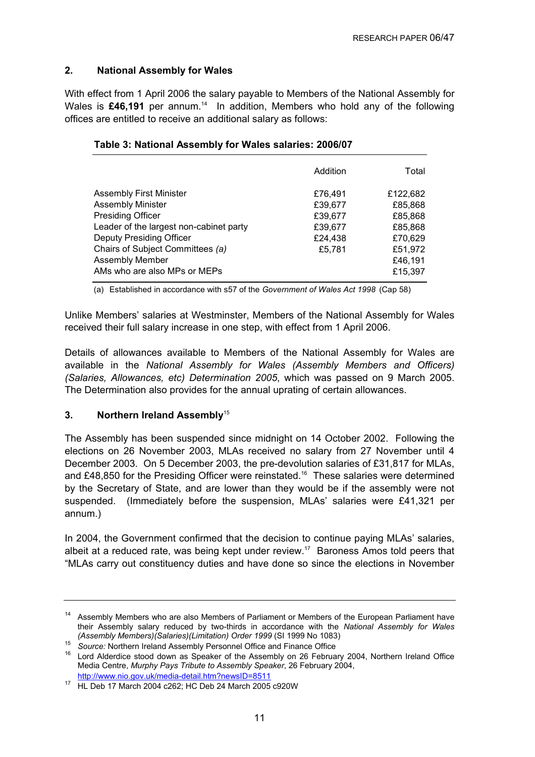## 2. National Assembly for Wales

With effect from 1 April 2006 the salary payable to Members of the National Assembly for Wales is **£46,191** per annum.[14] In addition, Members who hold any of the following offices are entitled to receive an additional salary as follows:

**Table 3: National Assembly for Wales salaries: 2006/07**

| | Addition | Total |
|---|---|---|
| Assembly First Minister | £76,491 | £122,682 |
| Assembly Minister | £39,677 | £85,868 |
| Presiding Officer | £39,677 | £85,868 |
| Leader of the largest non-cabinet party | £39,677 | £85,868 |
| Deputy Presiding Officer | £24,438 | £70,629 |
| Chairs of Subject Committees *(a)* | £5,781 | £51,972 |
| Assembly Member | | £46,191 |
| AMs who are also MPs or MEPs | | £15,397 |

(a) Established in accordance with s57 of the *Government of Wales Act 1998* (Cap 58)

Unlike Members' salaries at Westminster, Members of the National Assembly for Wales received their full salary increase in one step, with effect from 1 April 2006.

Details of allowances available to Members of the National Assembly for Wales are available in the *National Assembly for Wales (Assembly Members and Officers) (Salaries, Allowances, etc) Determination 2005*, which was passed on 9 March 2005. The Determination also provides for the annual uprating of certain allowances.

## 3. Northern Ireland Assembly[15]

The Assembly has been suspended since midnight on 14 October 2002. Following the elections on 26 November 2003, MLAs received no salary from 27 November until 4 December 2003. On 5 December 2003, the pre-devolution salaries of £31,817 for MLAs, and £48,850 for the Presiding Officer were reinstated.[16] These salaries were determined by the Secretary of State, and are lower than they would be if the assembly were not suspended. (Immediately before the suspension, MLAs' salaries were £41,321 per annum.)

In 2004, the Government confirmed that the decision to continue paying MLAs' salaries, albeit at a reduced rate, was being kept under review.[17] Baroness Amos told peers that "MLAs carry out constituency duties and have done so since the elections in November

---

[14] Assembly Members who are also Members of Parliament or Members of the European Parliament have their Assembly salary reduced by two-thirds in accordance with the *National Assembly for Wales (Assembly Members)(Salaries)(Limitation) Order 1999* (SI 1999 No 1083)

[15] *Source:* Northern Ireland Assembly Personnel Office and Finance Office

[16] Lord Alderdice stood down as Speaker of the Assembly on 26 February 2004, Northern Ireland Office Media Centre, *Murphy Pays Tribute to Assembly Speaker*, 26 February 2004, http://www.nio.gov.uk/media-detail.htm?newsID=8511

[17] HL Deb 17 March 2004 c262; HC Deb 24 March 2005 c920W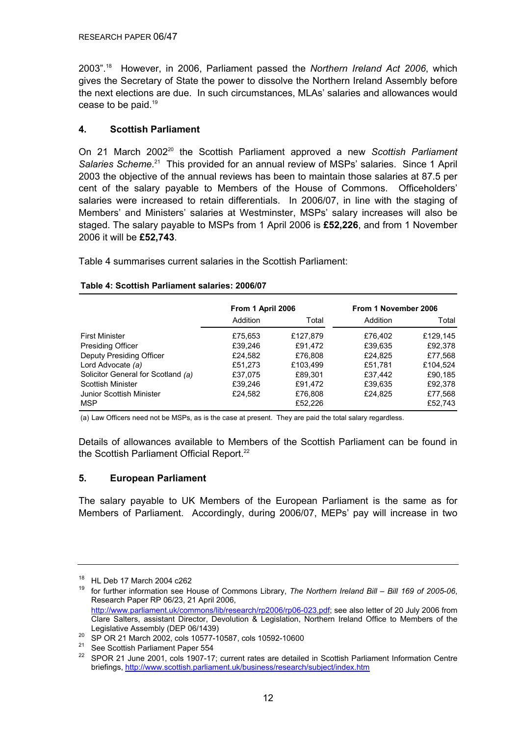2003".[18] However, in 2006, Parliament passed the *Northern Ireland Act 2006*, which gives the Secretary of State the power to dissolve the Northern Ireland Assembly before the next elections are due. In such circumstances, MLAs' salaries and allowances would cease to be paid.[19]

## 4. Scottish Parliament

On 21 March 2002[20] the Scottish Parliament approved a new *Scottish Parliament Salaries Scheme*.[21] This provided for an annual review of MSPs' salaries. Since 1 April 2003 the objective of the annual reviews has been to maintain those salaries at 87.5 per cent of the salary payable to Members of the House of Commons. Officeholders' salaries were increased to retain differentials. In 2006/07, in line with the staging of Members' and Ministers' salaries at Westminster, MSPs' salary increases will also be staged. The salary payable to MSPs from 1 April 2006 is **£52,226**, and from 1 November 2006 it will be **£52,743**.

Table 4 summarises current salaries in the Scottish Parliament:

**Table 4: Scottish Parliament salaries: 2006/07**

| | From 1 April 2006 | | From 1 November 2006 | |
|---|---|---|---|---|
| | Addition | Total | Addition | Total |
| First Minister | £75,653 | £127,879 | £76,402 | £129,145 |
| Presiding Officer | £39,246 | £91,472 | £39,635 | £92,378 |
| Deputy Presiding Officer | £24,582 | £76,808 | £24,825 | £77,568 |
| Lord Advocate *(a)* | £51,273 | £103,499 | £51,781 | £104,524 |
| Solicitor General for Scotland *(a)* | £37,075 | £89,301 | £37,442 | £90,185 |
| Scottish Minister | £39,246 | £91,472 | £39,635 | £92,378 |
| Junior Scottish Minister | £24,582 | £76,808 | £24,825 | £77,568 |
| MSP | | £52,226 | | £52,743 |

(a) Law Officers need not be MSPs, as is the case at present. They are paid the total salary regardless.

Details of allowances available to Members of the Scottish Parliament can be found in the Scottish Parliament Official Report.[22]

## 5. European Parliament

The salary payable to UK Members of the European Parliament is the same as for Members of Parliament. Accordingly, during 2006/07, MEPs' pay will increase in two

---

[18] HL Deb 17 March 2004 c262

[19] for further information see House of Commons Library, *The Northern Ireland Bill – Bill 169 of 2005-06*, Research Paper RP 06/23, 21 April 2006, http://www.parliament.uk/commons/lib/research/rp2006/rp06-023.pdf; see also letter of 20 July 2006 from Clare Salters, assistant Director, Devolution & Legislation, Northern Ireland Office to Members of the Legislative Assembly (DEP 06/1439)

[20] SP OR 21 March 2002, cols 10577-10587, cols 10592-10600

[21] See Scottish Parliament Paper 554

[22] SPOR 21 June 2001, cols 1907-17; current rates are detailed in Scottish Parliament Information Centre briefings, http://www.scottish.parliament.uk/business/research/subject/index.htm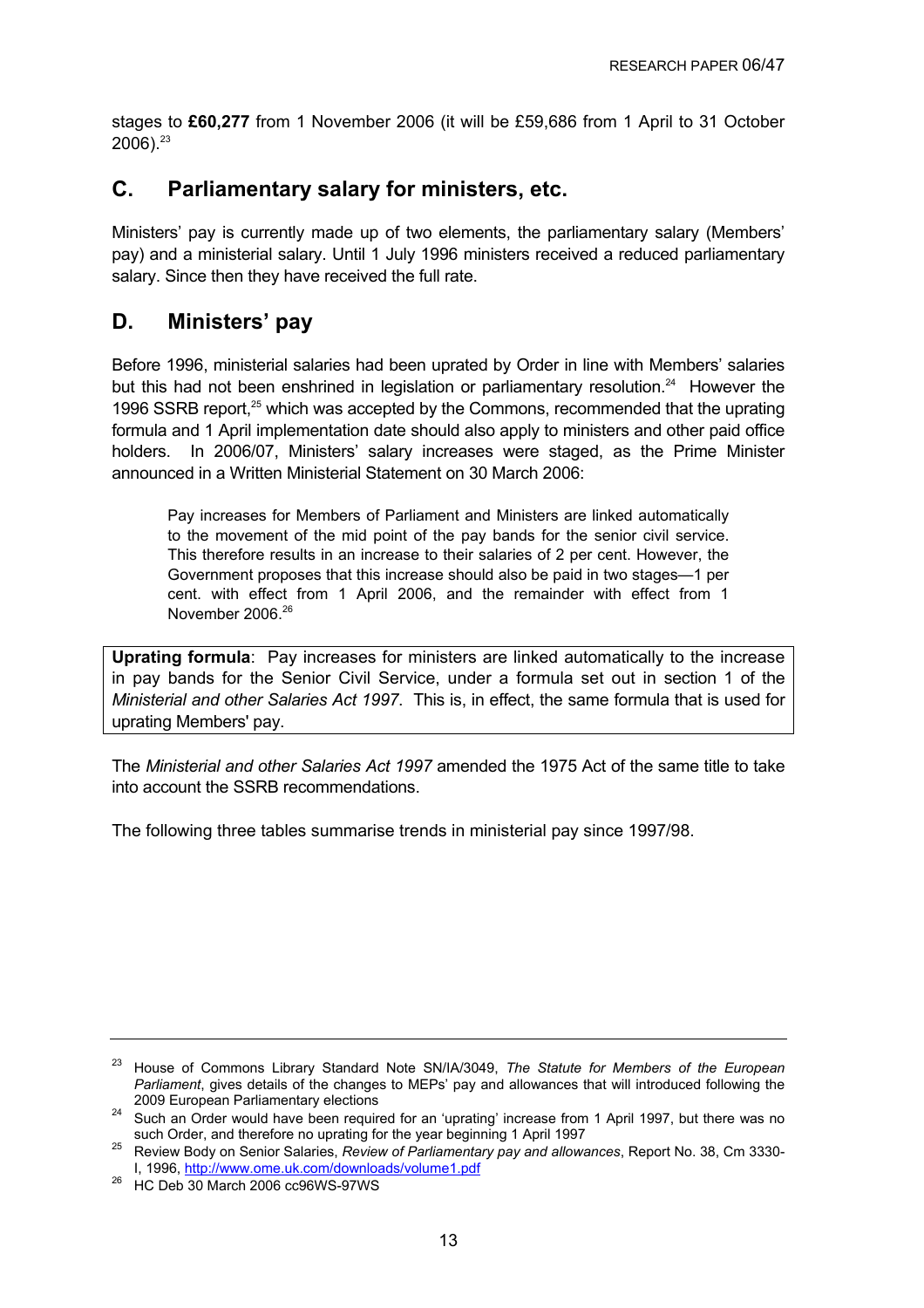stages to **£60,277** from 1 November 2006 (it will be £59,686 from 1 April to 31 October 2006).[23]

## C. Parliamentary salary for ministers, etc.

Ministers' pay is currently made up of two elements, the parliamentary salary (Members' pay) and a ministerial salary. Until 1 July 1996 ministers received a reduced parliamentary salary. Since then they have received the full rate.

## D. Ministers' pay

Before 1996, ministerial salaries had been uprated by Order in line with Members' salaries but this had not been enshrined in legislation or parliamentary resolution.[24] However the 1996 SSRB report,[25] which was accepted by the Commons, recommended that the uprating formula and 1 April implementation date should also apply to ministers and other paid office holders. In 2006/07, Ministers' salary increases were staged, as the Prime Minister announced in a Written Ministerial Statement on 30 March 2006:

> Pay increases for Members of Parliament and Ministers are linked automatically to the movement of the mid point of the pay bands for the senior civil service. This therefore results in an increase to their salaries of 2 per cent. However, the Government proposes that this increase should also be paid in two stages—1 per cent. with effect from 1 April 2006, and the remainder with effect from 1 November 2006.[26]

**Uprating formula**: Pay increases for ministers are linked automatically to the increase in pay bands for the Senior Civil Service, under a formula set out in section 1 of the *Ministerial and other Salaries Act 1997*. This is, in effect, the same formula that is used for uprating Members' pay.

The *Ministerial and other Salaries Act 1997* amended the 1975 Act of the same title to take into account the SSRB recommendations.

The following three tables summarise trends in ministerial pay since 1997/98.

---

[23] House of Commons Library Standard Note SN/IA/3049, *The Statute for Members of the European Parliament*, gives details of the changes to MEPs' pay and allowances that will introduced following the 2009 European Parliamentary elections

[24] Such an Order would have been required for an 'uprating' increase from 1 April 1997, but there was no such Order, and therefore no uprating for the year beginning 1 April 1997

[25] Review Body on Senior Salaries, *Review of Parliamentary pay and allowances*, Report No. 38, Cm 3330-I, 1996, http://www.ome.uk.com/downloads/volume1.pdf

[26] HC Deb 30 March 2006 cc96WS-97WS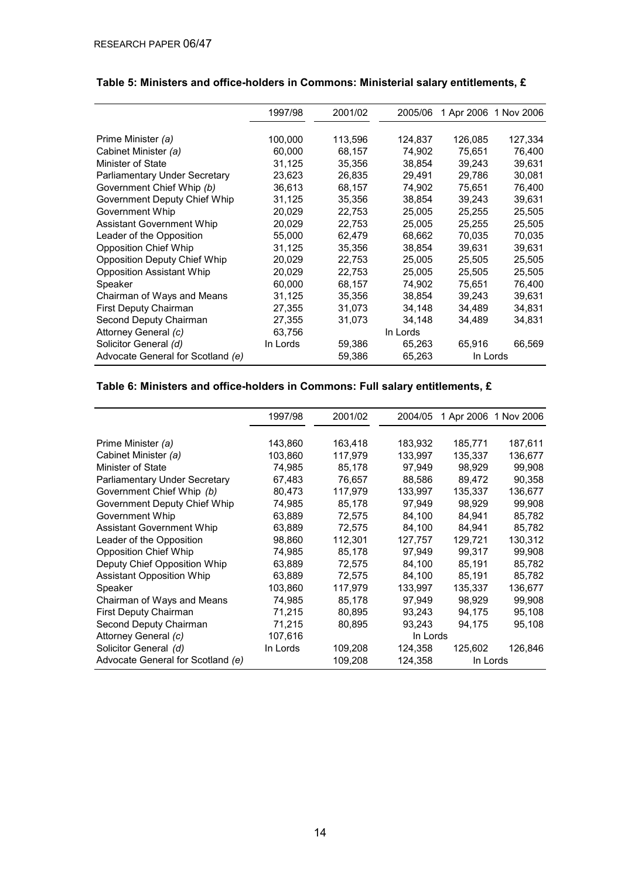**Table 5: Ministers and office-holders in Commons: Ministerial salary entitlements, £**

| | 1997/98 | 2001/02 | 2005/06 | 1 Apr 2006 | 1 Nov 2006 |
|---|---|---|---|---|---|
| Prime Minister *(a)* | 100,000 | 113,596 | 124,837 | 126,085 | 127,334 |
| Cabinet Minister *(a)* | 60,000 | 68,157 | 74,902 | 75,651 | 76,400 |
| Minister of State | 31,125 | 35,356 | 38,854 | 39,243 | 39,631 |
| Parliamentary Under Secretary | 23,623 | 26,835 | 29,491 | 29,786 | 30,081 |
| Government Chief Whip *(b)* | 36,613 | 68,157 | 74,902 | 75,651 | 76,400 |
| Government Deputy Chief Whip | 31,125 | 35,356 | 38,854 | 39,243 | 39,631 |
| Government Whip | 20,029 | 22,753 | 25,005 | 25,255 | 25,505 |
| Assistant Government Whip | 20,029 | 22,753 | 25,005 | 25,255 | 25,505 |
| Leader of the Opposition | 55,000 | 62,479 | 68,662 | 70,035 | 70,035 |
| Opposition Chief Whip | 31,125 | 35,356 | 38,854 | 39,631 | 39,631 |
| Opposition Deputy Chief Whip | 20,029 | 22,753 | 25,005 | 25,505 | 25,505 |
| Opposition Assistant Whip | 20,029 | 22,753 | 25,005 | 25,505 | 25,505 |
| Speaker | 60,000 | 68,157 | 74,902 | 75,651 | 76,400 |
| Chairman of Ways and Means | 31,125 | 35,356 | 38,854 | 39,243 | 39,631 |
| First Deputy Chairman | 27,355 | 31,073 | 34,148 | 34,489 | 34,831 |
| Second Deputy Chairman | 27,355 | 31,073 | 34,148 | 34,489 | 34,831 |
| Attorney General *(c)* | 63,756 | | In Lords | | |
| Solicitor General *(d)* | In Lords | 59,386 | 65,263 | 65,916 | 66,569 |
| Advocate General for Scotland *(e)* | | 59,386 | 65,263 | In Lords | |

**Table 6: Ministers and office-holders in Commons: Full salary entitlements, £**

| | 1997/98 | 2001/02 | 2004/05 | 1 Apr 2006 | 1 Nov 2006 |
|---|---|---|---|---|---|
| Prime Minister *(a)* | 143,860 | 163,418 | 183,932 | 185,771 | 187,611 |
| Cabinet Minister *(a)* | 103,860 | 117,979 | 133,997 | 135,337 | 136,677 |
| Minister of State | 74,985 | 85,178 | 97,949 | 98,929 | 99,908 |
| Parliamentary Under Secretary | 67,483 | 76,657 | 88,586 | 89,472 | 90,358 |
| Government Chief Whip *(b)* | 80,473 | 117,979 | 133,997 | 135,337 | 136,677 |
| Government Deputy Chief Whip | 74,985 | 85,178 | 97,949 | 98,929 | 99,908 |
| Government Whip | 63,889 | 72,575 | 84,100 | 84,941 | 85,782 |
| Assistant Government Whip | 63,889 | 72,575 | 84,100 | 84,941 | 85,782 |
| Leader of the Opposition | 98,860 | 112,301 | 127,757 | 129,721 | 130,312 |
| Opposition Chief Whip | 74,985 | 85,178 | 97,949 | 99,317 | 99,908 |
| Deputy Chief Opposition Whip | 63,889 | 72,575 | 84,100 | 85,191 | 85,782 |
| Assistant Opposition Whip | 63,889 | 72,575 | 84,100 | 85,191 | 85,782 |
| Speaker | 103,860 | 117,979 | 133,997 | 135,337 | 136,677 |
| Chairman of Ways and Means | 74,985 | 85,178 | 97,949 | 98,929 | 99,908 |
| First Deputy Chairman | 71,215 | 80,895 | 93,243 | 94,175 | 95,108 |
| Second Deputy Chairman | 71,215 | 80,895 | 93,243 | 94,175 | 95,108 |
| Attorney General *(c)* | 107,616 | | In Lords | | |
| Solicitor General *(d)* | In Lords | 109,208 | 124,358 | 125,602 | 126,846 |
| Advocate General for Scotland *(e)* | | 109,208 | 124,358 | In Lords | |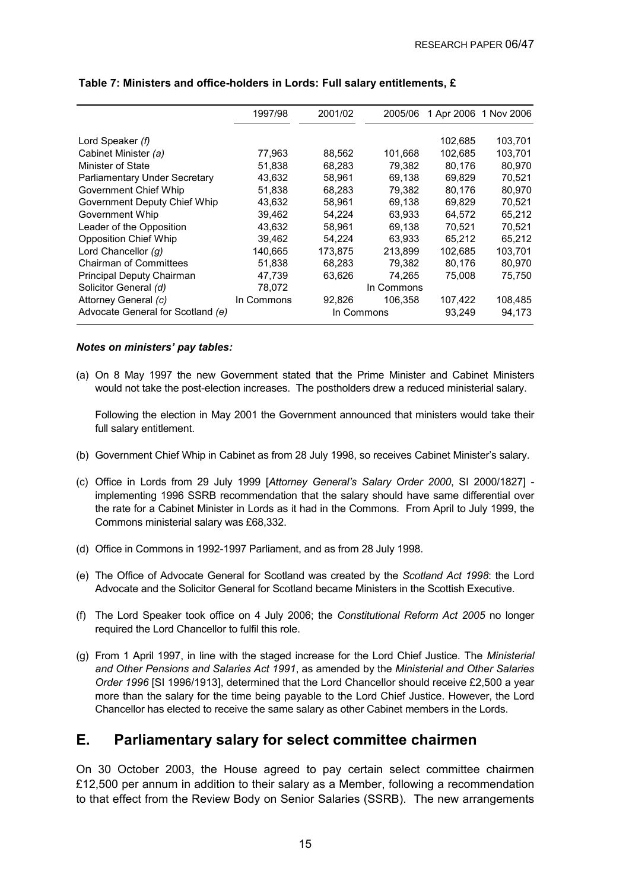**Table 7: Ministers and office-holders in Lords: Full salary entitlements, £**

| | 1997/98 | 2001/02 | 2005/06 | 1 Apr 2006 | 1 Nov 2006 |
|---|---|---|---|---|---|
| Lord Speaker *(f)* | | | | 102,685 | 103,701 |
| Cabinet Minister *(a)* | 77,963 | 88,562 | 101,668 | 102,685 | 103,701 |
| Minister of State | 51,838 | 68,283 | 79,382 | 80,176 | 80,970 |
| Parliamentary Under Secretary | 43,632 | 58,961 | 69,138 | 69,829 | 70,521 |
| Government Chief Whip | 51,838 | 68,283 | 79,382 | 80,176 | 80,970 |
| Government Deputy Chief Whip | 43,632 | 58,961 | 69,138 | 69,829 | 70,521 |
| Government Whip | 39,462 | 54,224 | 63,933 | 64,572 | 65,212 |
| Leader of the Opposition | 43,632 | 58,961 | 69,138 | 70,521 | 70,521 |
| Opposition Chief Whip | 39,462 | 54,224 | 63,933 | 65,212 | 65,212 |
| Lord Chancellor *(g)* | 140,665 | 173,875 | 213,899 | 102,685 | 103,701 |
| Chairman of Committees | 51,838 | 68,283 | 79,382 | 80,176 | 80,970 |
| Principal Deputy Chairman | 47,739 | 63,626 | 74,265 | 75,008 | 75,750 |
| Solicitor General *(d)* | 78,072 | | In Commons | | |
| Attorney General *(c)* | In Commons | 92,826 | 106,358 | 107,422 | 108,485 |
| Advocate General for Scotland *(e)* | | In Commons | | 93,249 | 94,173 |

***Notes on ministers' pay tables:***

(a) On 8 May 1997 the new Government stated that the Prime Minister and Cabinet Ministers would not take the post-election increases. The postholders drew a reduced ministerial salary.

Following the election in May 2001 the Government announced that ministers would take their full salary entitlement.

(b) Government Chief Whip in Cabinet as from 28 July 1998, so receives Cabinet Minister's salary.

(c) Office in Lords from 29 July 1999 [*Attorney General's Salary Order 2000*, SI 2000/1827] - implementing 1996 SSRB recommendation that the salary should have same differential over the rate for a Cabinet Minister in Lords as it had in the Commons. From April to July 1999, the Commons ministerial salary was £68,332.

(d) Office in Commons in 1992-1997 Parliament, and as from 28 July 1998.

(e) The Office of Advocate General for Scotland was created by the *Scotland Act 1998*: the Lord Advocate and the Solicitor General for Scotland became Ministers in the Scottish Executive.

(f) The Lord Speaker took office on 4 July 2006; the *Constitutional Reform Act 2005* no longer required the Lord Chancellor to fulfil this role.

(g) From 1 April 1997, in line with the staged increase for the Lord Chief Justice. The *Ministerial and Other Pensions and Salaries Act 1991*, as amended by the *Ministerial and Other Salaries Order 1996* [SI 1996/1913], determined that the Lord Chancellor should receive £2,500 a year more than the salary for the time being payable to the Lord Chief Justice. However, the Lord Chancellor has elected to receive the same salary as other Cabinet members in the Lords.

## E. Parliamentary salary for select committee chairmen

On 30 October 2003, the House agreed to pay certain select committee chairmen £12,500 per annum in addition to their salary as a Member, following a recommendation to that effect from the Review Body on Senior Salaries (SSRB). The new arrangements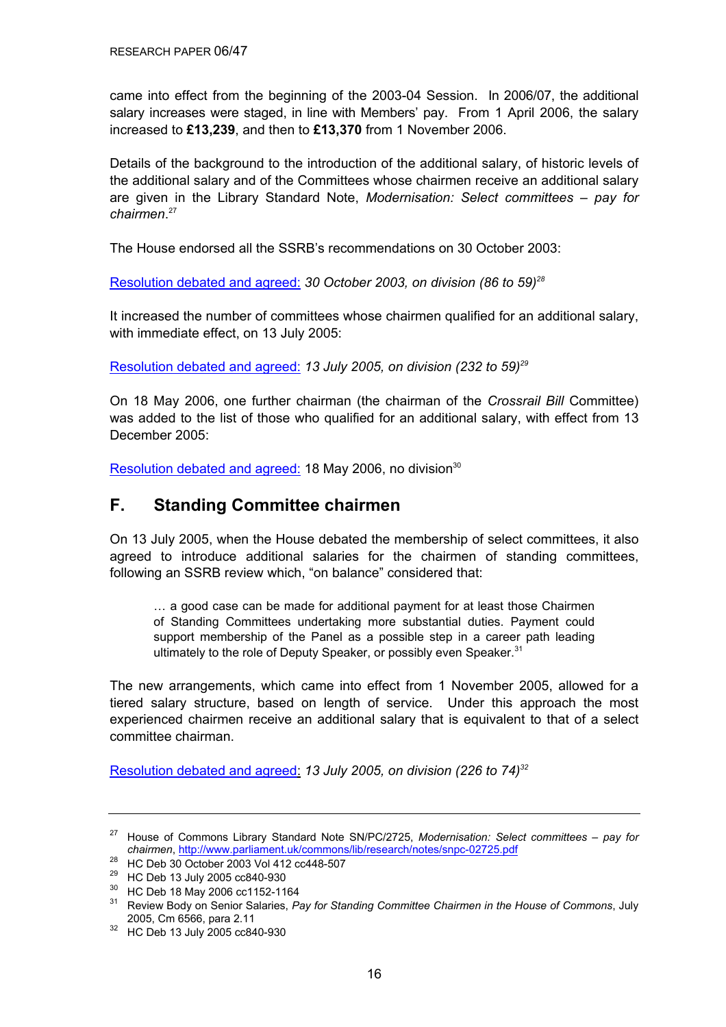came into effect from the beginning of the 2003-04 Session. In 2006/07, the additional salary increases were staged, in line with Members' pay. From 1 April 2006, the salary increased to **£13,239**, and then to **£13,370** from 1 November 2006.

Details of the background to the introduction of the additional salary, of historic levels of the additional salary and of the Committees whose chairmen receive an additional salary are given in the Library Standard Note, *Modernisation: Select committees – pay for chairmen*.[27]

The House endorsed all the SSRB's recommendations on 30 October 2003:

Resolution debated and agreed: *30 October 2003, on division (86 to 59)*[28]

It increased the number of committees whose chairmen qualified for an additional salary, with immediate effect, on 13 July 2005:

Resolution debated and agreed: *13 July 2005, on division (232 to 59)*[29]

On 18 May 2006, one further chairman (the chairman of the *Crossrail Bill* Committee) was added to the list of those who qualified for an additional salary, with effect from 13 December 2005:

Resolution debated and agreed: 18 May 2006, no division[30]

## F. Standing Committee chairmen

On 13 July 2005, when the House debated the membership of select committees, it also agreed to introduce additional salaries for the chairmen of standing committees, following an SSRB review which, "on balance" considered that:

> … a good case can be made for additional payment for at least those Chairmen of Standing Committees undertaking more substantial duties. Payment could support membership of the Panel as a possible step in a career path leading ultimately to the role of Deputy Speaker, or possibly even Speaker.[31]

The new arrangements, which came into effect from 1 November 2005, allowed for a tiered salary structure, based on length of service. Under this approach the most experienced chairmen receive an additional salary that is equivalent to that of a select committee chairman.

Resolution debated and agreed: *13 July 2005, on division (226 to 74)*[32]

---

[27] House of Commons Library Standard Note SN/PC/2725, *Modernisation: Select committees – pay for chairmen*, http://www.parliament.uk/commons/lib/research/notes/snpc-02725.pdf

[28] HC Deb 30 October 2003 Vol 412 cc448-507

[29] HC Deb 13 July 2005 cc840-930

[30] HC Deb 18 May 2006 cc1152-1164

[31] Review Body on Senior Salaries, *Pay for Standing Committee Chairmen in the House of Commons*, July 2005, Cm 6566, para 2.11

[32] HC Deb 13 July 2005 cc840-930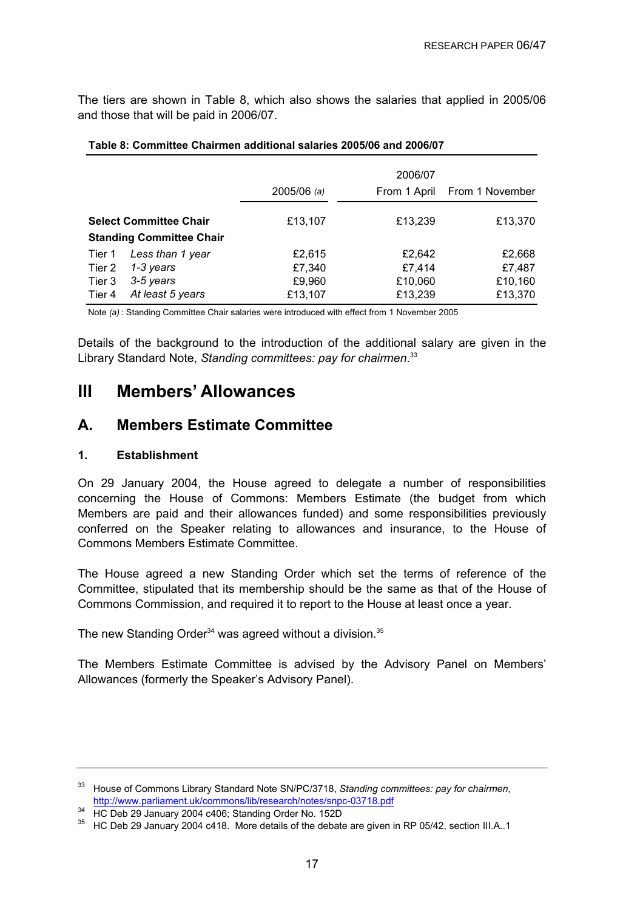The tiers are shown in Table 8, which also shows the salaries that applied in 2005/06 and those that will be paid in 2006/07.

**Table 8: Committee Chairmen additional salaries 2005/06 and 2006/07**

| | | 2005/06 *(a)* | 2006/07 From 1 April | 2006/07 From 1 November |
|---|---|---|---|---|
| **Select Committee Chair** | | £13,107 | £13,239 | £13,370 |
| **Standing Committee Chair** | | | | |
| Tier 1 | *Less than 1 year* | £2,615 | £2,642 | £2,668 |
| Tier 2 | *1-3 years* | £7,340 | £7,414 | £7,487 |
| Tier 3 | *3-5 years* | £9,960 | £10,060 | £10,160 |
| Tier 4 | *At least 5 years* | £13,107 | £13,239 | £13,370 |

Note *(a)* : Standing Committee Chair salaries were introduced with effect from 1 November 2005

Details of the background to the introduction of the additional salary are given in the Library Standard Note, *Standing committees: pay for chairmen*.[33]

# III Members' Allowances

## A. Members Estimate Committee

### 1. Establishment

On 29 January 2004, the House agreed to delegate a number of responsibilities concerning the House of Commons: Members Estimate (the budget from which Members are paid and their allowances funded) and some responsibilities previously conferred on the Speaker relating to allowances and insurance, to the House of Commons Members Estimate Committee.

The House agreed a new Standing Order which set the terms of reference of the Committee, stipulated that its membership should be the same as that of the House of Commons Commission, and required it to report to the House at least once a year.

The new Standing Order[34] was agreed without a division.[35]

The Members Estimate Committee is advised by the Advisory Panel on Members' Allowances (formerly the Speaker's Advisory Panel).

---

[33] House of Commons Library Standard Note SN/PC/3718, *Standing committees: pay for chairmen*, http://www.parliament.uk/commons/lib/research/notes/snpc-03718.pdf

[34] HC Deb 29 January 2004 c406; Standing Order No. 152D

[35] HC Deb 29 January 2004 c418. More details of the debate are given in RP 05/42, section III.A..1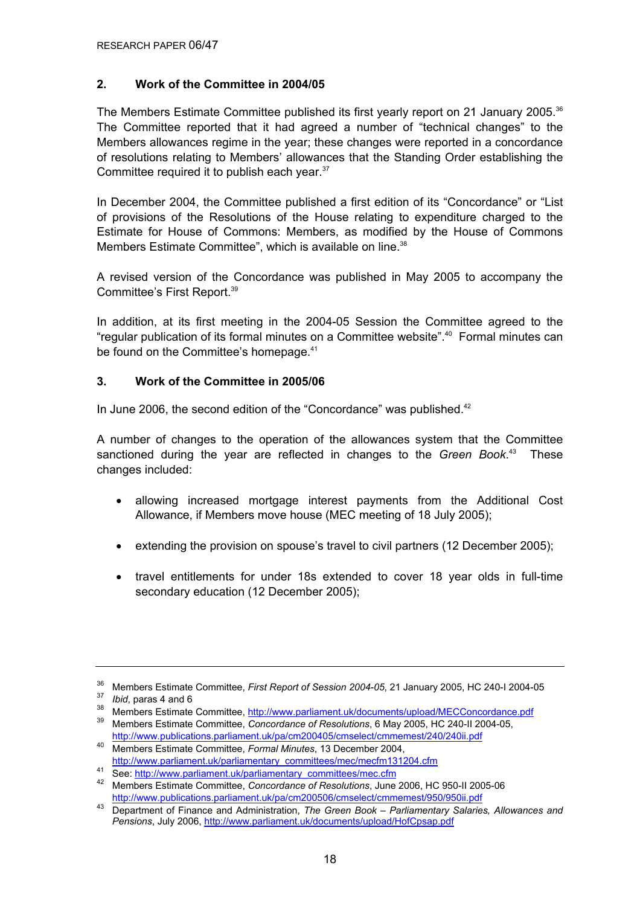## 2. Work of the Committee in 2004/05

The Members Estimate Committee published its first yearly report on 21 January 2005.[36] The Committee reported that it had agreed a number of "technical changes" to the Members allowances regime in the year; these changes were reported in a concordance of resolutions relating to Members' allowances that the Standing Order establishing the Committee required it to publish each year.[37]

In December 2004, the Committee published a first edition of its "Concordance" or "List of provisions of the Resolutions of the House relating to expenditure charged to the Estimate for House of Commons: Members, as modified by the House of Commons Members Estimate Committee", which is available on line.[38]

A revised version of the Concordance was published in May 2005 to accompany the Committee's First Report.[39]

In addition, at its first meeting in the 2004-05 Session the Committee agreed to the "regular publication of its formal minutes on a Committee website".[40] Formal minutes can be found on the Committee's homepage.[41]

## 3. Work of the Committee in 2005/06

In June 2006, the second edition of the "Concordance" was published.[42]

A number of changes to the operation of the allowances system that the Committee sanctioned during the year are reflected in changes to the *Green Book*.[43] These changes included:

- allowing increased mortgage interest payments from the Additional Cost Allowance, if Members move house (MEC meeting of 18 July 2005);
- extending the provision on spouse's travel to civil partners (12 December 2005);
- travel entitlements for under 18s extended to cover 18 year olds in full-time secondary education (12 December 2005);

---

[36] Members Estimate Committee, *First Report of Session 2004-05*, 21 January 2005, HC 240-I 2004-05

[37] *Ibid*, paras 4 and 6

[38] Members Estimate Committee, http://www.parliament.uk/documents/upload/MECConcordance.pdf

[39] Members Estimate Committee, *Concordance of Resolutions*, 6 May 2005, HC 240-II 2004-05, http://www.publications.parliament.uk/pa/cm200405/cmselect/cmmemest/240/240ii.pdf

[40] Members Estimate Committee, *Formal Minutes*, 13 December 2004, http://www.parliament.uk/parliamentary_committees/mec/mecfm131204.cfm

[41] See: http://www.parliament.uk/parliamentary_committees/mec.cfm

[42] Members Estimate Committee, *Concordance of Resolutions*, June 2006, HC 950-II 2005-06 http://www.publications.parliament.uk/pa/cm200506/cmselect/cmmemest/950/950ii.pdf

[43] Department of Finance and Administration, *The Green Book – Parliamentary Salaries, Allowances and Pensions*, July 2006, http://www.parliament.uk/documents/upload/HofCpsap.pdf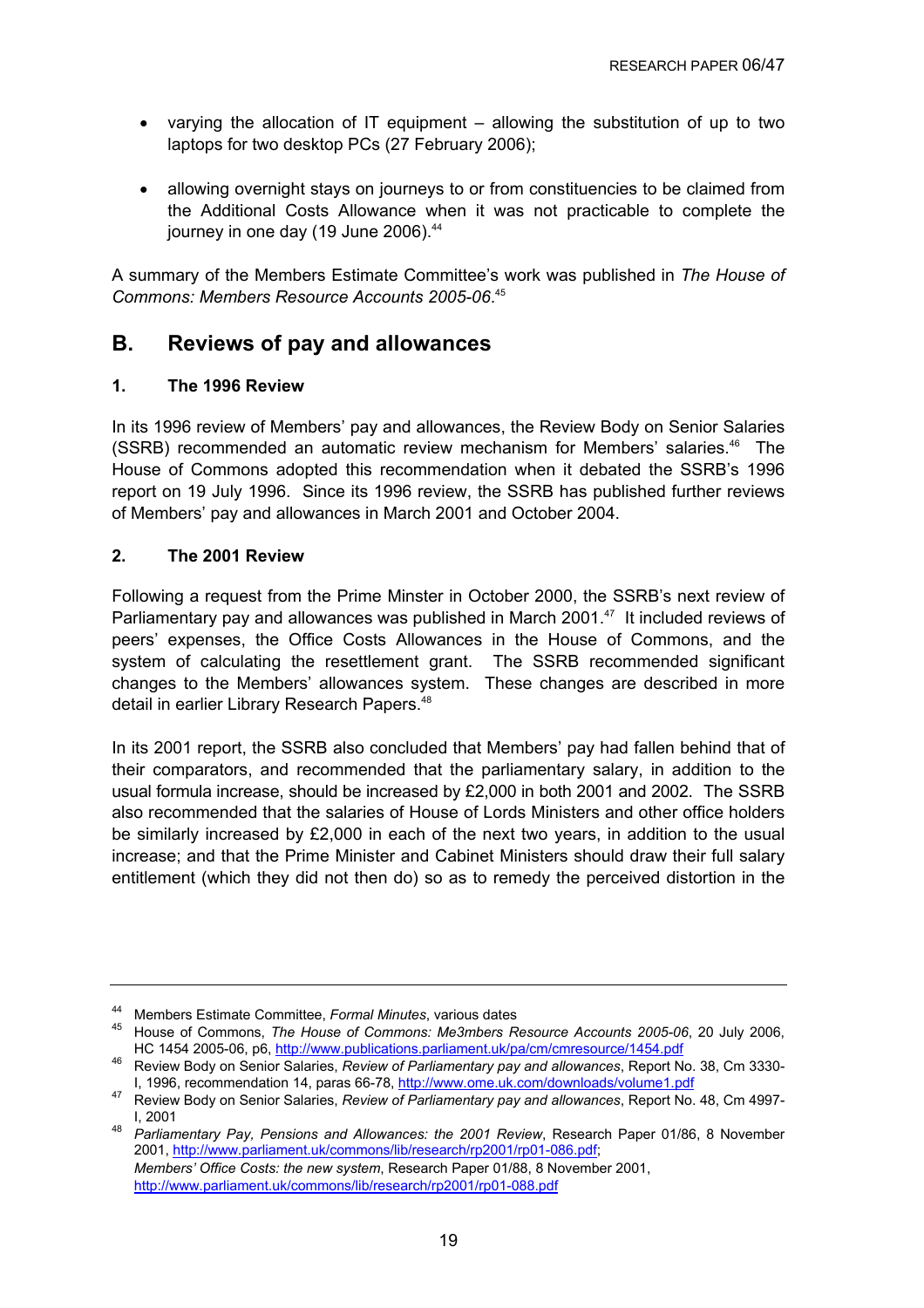- varying the allocation of IT equipment – allowing the substitution of up to two laptops for two desktop PCs (27 February 2006);
- allowing overnight stays on journeys to or from constituencies to be claimed from the Additional Costs Allowance when it was not practicable to complete the journey in one day (19 June 2006).[44]

A summary of the Members Estimate Committee's work was published in *The House of Commons: Members Resource Accounts 2005-06*.[45]

## B. Reviews of pay and allowances

### 1. The 1996 Review

In its 1996 review of Members' pay and allowances, the Review Body on Senior Salaries (SSRB) recommended an automatic review mechanism for Members' salaries.[46] The House of Commons adopted this recommendation when it debated the SSRB's 1996 report on 19 July 1996. Since its 1996 review, the SSRB has published further reviews of Members' pay and allowances in March 2001 and October 2004.

### 2. The 2001 Review

Following a request from the Prime Minster in October 2000, the SSRB's next review of Parliamentary pay and allowances was published in March 2001.[47] It included reviews of peers' expenses, the Office Costs Allowances in the House of Commons, and the system of calculating the resettlement grant. The SSRB recommended significant changes to the Members' allowances system. These changes are described in more detail in earlier Library Research Papers.[48]

In its 2001 report, the SSRB also concluded that Members' pay had fallen behind that of their comparators, and recommended that the parliamentary salary, in addition to the usual formula increase, should be increased by £2,000 in both 2001 and 2002. The SSRB also recommended that the salaries of House of Lords Ministers and other office holders be similarly increased by £2,000 in each of the next two years, in addition to the usual increase; and that the Prime Minister and Cabinet Ministers should draw their full salary entitlement (which they did not then do) so as to remedy the perceived distortion in the

---

[44] Members Estimate Committee, *Formal Minutes*, various dates

[45] House of Commons, *The House of Commons: Me3mbers Resource Accounts 2005-06*, 20 July 2006, HC 1454 2005-06, p6, http://www.publications.parliament.uk/pa/cm/cmresource/1454.pdf

[46] Review Body on Senior Salaries, *Review of Parliamentary pay and allowances*, Report No. 38, Cm 3330-I, 1996, recommendation 14, paras 66-78, http://www.ome.uk.com/downloads/volume1.pdf

[47] Review Body on Senior Salaries, *Review of Parliamentary pay and allowances*, Report No. 48, Cm 4997-I, 2001

[48] *Parliamentary Pay, Pensions and Allowances: the 2001 Review*, Research Paper 01/86, 8 November 2001, http://www.parliament.uk/commons/lib/research/rp2001/rp01-086.pdf; *Members' Office Costs: the new system*, Research Paper 01/88, 8 November 2001, http://www.parliament.uk/commons/lib/research/rp2001/rp01-088.pdf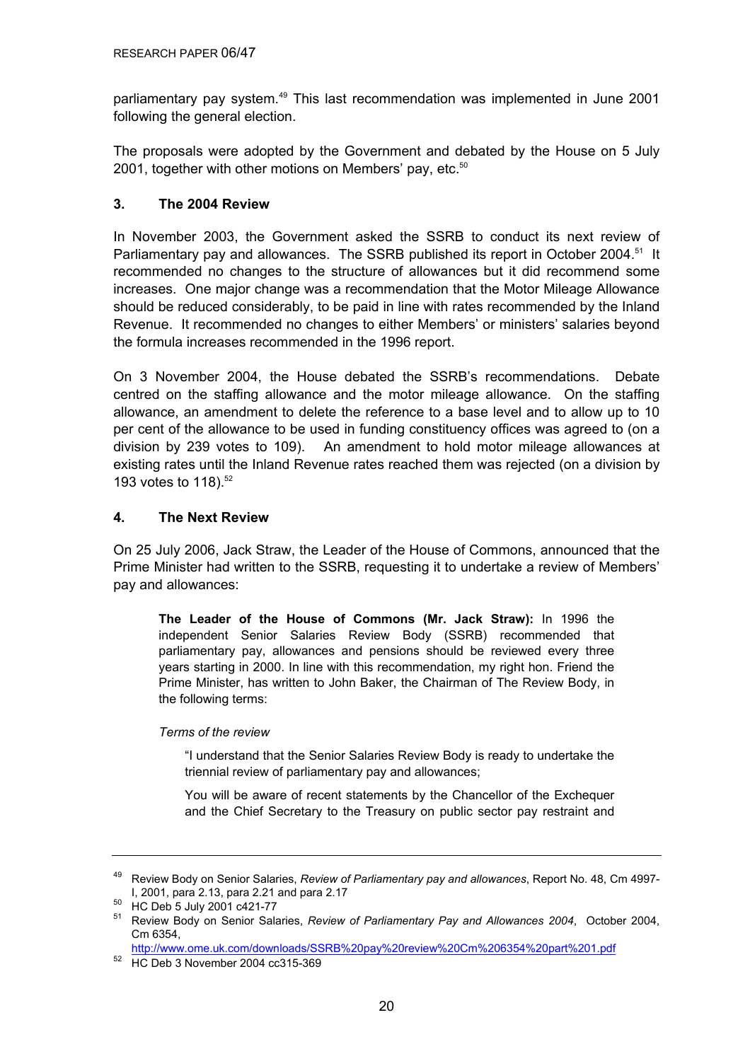parliamentary pay system.[49] This last recommendation was implemented in June 2001 following the general election.

The proposals were adopted by the Government and debated by the House on 5 July 2001, together with other motions on Members' pay, etc.[50]

### 3. The 2004 Review

In November 2003, the Government asked the SSRB to conduct its next review of Parliamentary pay and allowances. The SSRB published its report in October 2004.[51] It recommended no changes to the structure of allowances but it did recommend some increases. One major change was a recommendation that the Motor Mileage Allowance should be reduced considerably, to be paid in line with rates recommended by the Inland Revenue. It recommended no changes to either Members' or ministers' salaries beyond the formula increases recommended in the 1996 report.

On 3 November 2004, the House debated the SSRB's recommendations. Debate centred on the staffing allowance and the motor mileage allowance. On the staffing allowance, an amendment to delete the reference to a base level and to allow up to 10 per cent of the allowance to be used in funding constituency offices was agreed to (on a division by 239 votes to 109). An amendment to hold motor mileage allowances at existing rates until the Inland Revenue rates reached them was rejected (on a division by 193 votes to 118).[52]

### 4. The Next Review

On 25 July 2006, Jack Straw, the Leader of the House of Commons, announced that the Prime Minister had written to the SSRB, requesting it to undertake a review of Members' pay and allowances:

> **The Leader of the House of Commons (Mr. Jack Straw):** In 1996 the independent Senior Salaries Review Body (SSRB) recommended that parliamentary pay, allowances and pensions should be reviewed every three years starting in 2000. In line with this recommendation, my right hon. Friend the Prime Minister, has written to John Baker, the Chairman of The Review Body, in the following terms:
>
> *Terms of the review*
>
>> "I understand that the Senior Salaries Review Body is ready to undertake the triennial review of parliamentary pay and allowances;
>>
>> You will be aware of recent statements by the Chancellor of the Exchequer and the Chief Secretary to the Treasury on public sector pay restraint and

---

[49] Review Body on Senior Salaries, *Review of Parliamentary pay and allowances*, Report No. 48, Cm 4997-I, 2001, para 2.13, para 2.21 and para 2.17

[50] HC Deb 5 July 2001 c421-77

[51] Review Body on Senior Salaries, *Review of Parliamentary Pay and Allowances 2004*, October 2004, Cm 6354, http://www.ome.uk.com/downloads/SSRB%20pay%20review%20Cm%206354%20part%201.pdf

[52] HC Deb 3 November 2004 cc315-369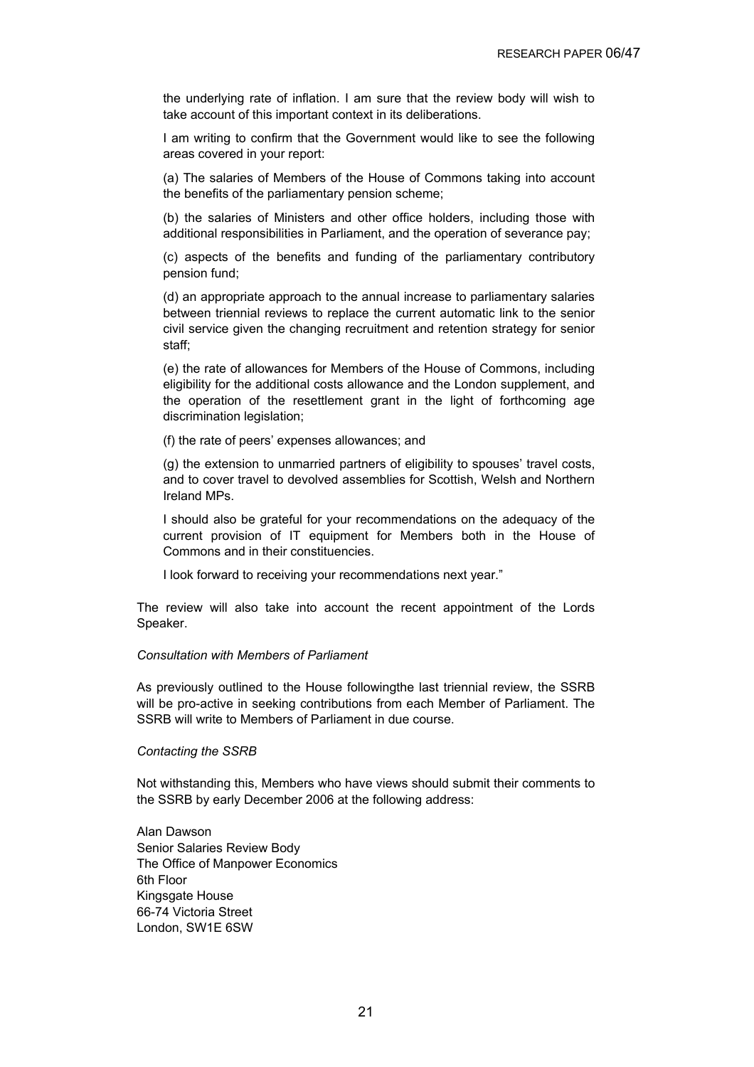the underlying rate of inflation. I am sure that the review body will wish to take account of this important context in its deliberations.

I am writing to confirm that the Government would like to see the following areas covered in your report:

(a) The salaries of Members of the House of Commons taking into account the benefits of the parliamentary pension scheme;

(b) the salaries of Ministers and other office holders, including those with additional responsibilities in Parliament, and the operation of severance pay;

(c) aspects of the benefits and funding of the parliamentary contributory pension fund;

(d) an appropriate approach to the annual increase to parliamentary salaries between triennial reviews to replace the current automatic link to the senior civil service given the changing recruitment and retention strategy for senior staff;

(e) the rate of allowances for Members of the House of Commons, including eligibility for the additional costs allowance and the London supplement, and the operation of the resettlement grant in the light of forthcoming age discrimination legislation;

(f) the rate of peers' expenses allowances; and

(g) the extension to unmarried partners of eligibility to spouses' travel costs, and to cover travel to devolved assemblies for Scottish, Welsh and Northern Ireland MPs.

I should also be grateful for your recommendations on the adequacy of the current provision of IT equipment for Members both in the House of Commons and in their constituencies.

I look forward to receiving your recommendations next year."

The review will also take into account the recent appointment of the Lords Speaker.

*Consultation with Members of Parliament*

As previously outlined to the House followingthe last triennial review, the SSRB will be pro-active in seeking contributions from each Member of Parliament. The SSRB will write to Members of Parliament in due course.

*Contacting the SSRB*

Not withstanding this, Members who have views should submit their comments to the SSRB by early December 2006 at the following address:

Alan Dawson
Senior Salaries Review Body
The Office of Manpower Economics
6th Floor
Kingsgate House
66-74 Victoria Street
London, SW1E 6SW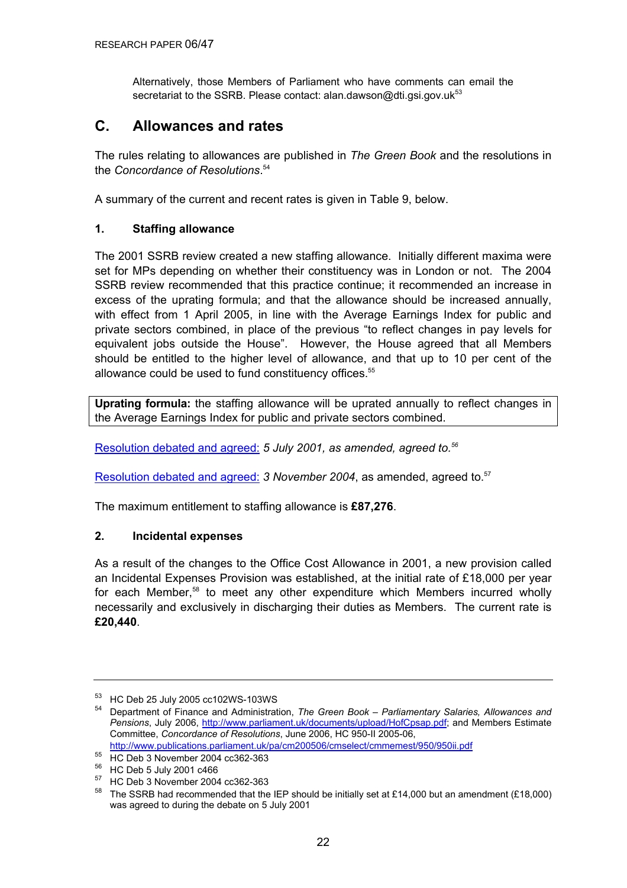Alternatively, those Members of Parliament who have comments can email the secretariat to the SSRB. Please contact: alan.dawson@dti.gsi.gov.uk[53]

## C. Allowances and rates

The rules relating to allowances are published in *The Green Book* and the resolutions in the *Concordance of Resolutions*.[54]

A summary of the current and recent rates is given in Table 9, below.

### 1. Staffing allowance

The 2001 SSRB review created a new staffing allowance. Initially different maxima were set for MPs depending on whether their constituency was in London or not. The 2004 SSRB review recommended that this practice continue; it recommended an increase in excess of the uprating formula; and that the allowance should be increased annually, with effect from 1 April 2005, in line with the Average Earnings Index for public and private sectors combined, in place of the previous "to reflect changes in pay levels for equivalent jobs outside the House". However, the House agreed that all Members should be entitled to the higher level of allowance, and that up to 10 per cent of the allowance could be used to fund constituency offices.[55]

**Uprating formula:** the staffing allowance will be uprated annually to reflect changes in the Average Earnings Index for public and private sectors combined.

Resolution debated and agreed: *5 July 2001, as amended, agreed to.*[56]

Resolution debated and agreed: *3 November 2004*, as amended, agreed to.[57]

The maximum entitlement to staffing allowance is **£87,276**.

### 2. Incidental expenses

As a result of the changes to the Office Cost Allowance in 2001, a new provision called an Incidental Expenses Provision was established, at the initial rate of £18,000 per year for each Member,[58] to meet any other expenditure which Members incurred wholly necessarily and exclusively in discharging their duties as Members. The current rate is **£20,440**.

---

[53] HC Deb 25 July 2005 cc102WS-103WS

[54] Department of Finance and Administration, *The Green Book – Parliamentary Salaries, Allowances and Pensions*, July 2006, http://www.parliament.uk/documents/upload/HofCpsap.pdf; and Members Estimate Committee, *Concordance of Resolutions*, June 2006, HC 950-II 2005-06, http://www.publications.parliament.uk/pa/cm200506/cmselect/cmmemest/950/950ii.pdf

[55] HC Deb 3 November 2004 cc362-363

[56] HC Deb 5 July 2001 c466

[57] HC Deb 3 November 2004 cc362-363

[58] The SSRB had recommended that the IEP should be initially set at £14,000 but an amendment (£18,000) was agreed to during the debate on 5 July 2001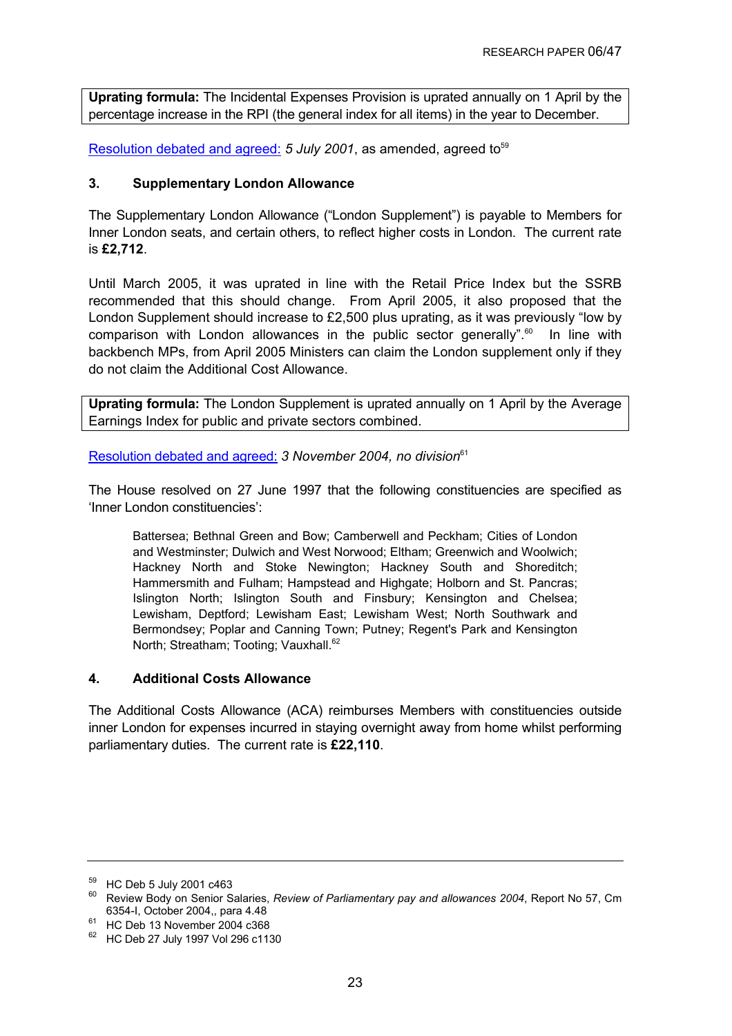**Uprating formula:** The Incidental Expenses Provision is uprated annually on 1 April by the percentage increase in the RPI (the general index for all items) in the year to December.

Resolution debated and agreed: *5 July 2001*, as amended, agreed to[59]

### 3. Supplementary London Allowance

The Supplementary London Allowance ("London Supplement") is payable to Members for Inner London seats, and certain others, to reflect higher costs in London. The current rate is **£2,712**.

Until March 2005, it was uprated in line with the Retail Price Index but the SSRB recommended that this should change. From April 2005, it also proposed that the London Supplement should increase to £2,500 plus uprating, as it was previously "low by comparison with London allowances in the public sector generally".[60] In line with backbench MPs, from April 2005 Ministers can claim the London supplement only if they do not claim the Additional Cost Allowance.

**Uprating formula:** The London Supplement is uprated annually on 1 April by the Average Earnings Index for public and private sectors combined.

Resolution debated and agreed: *3 November 2004, no division*[61]

The House resolved on 27 June 1997 that the following constituencies are specified as 'Inner London constituencies':

> Battersea; Bethnal Green and Bow; Camberwell and Peckham; Cities of London and Westminster; Dulwich and West Norwood; Eltham; Greenwich and Woolwich; Hackney North and Stoke Newington; Hackney South and Shoreditch; Hammersmith and Fulham; Hampstead and Highgate; Holborn and St. Pancras; Islington North; Islington South and Finsbury; Kensington and Chelsea; Lewisham, Deptford; Lewisham East; Lewisham West; North Southwark and Bermondsey; Poplar and Canning Town; Putney; Regent's Park and Kensington North; Streatham; Tooting; Vauxhall.[62]

### 4. Additional Costs Allowance

The Additional Costs Allowance (ACA) reimburses Members with constituencies outside inner London for expenses incurred in staying overnight away from home whilst performing parliamentary duties. The current rate is **£22,110**.

---

[59] HC Deb 5 July 2001 c463

[60] Review Body on Senior Salaries, *Review of Parliamentary pay and allowances 2004*, Report No 57, Cm 6354-I, October 2004,, para 4.48

[61] HC Deb 13 November 2004 c368

[62] HC Deb 27 July 1997 Vol 296 c1130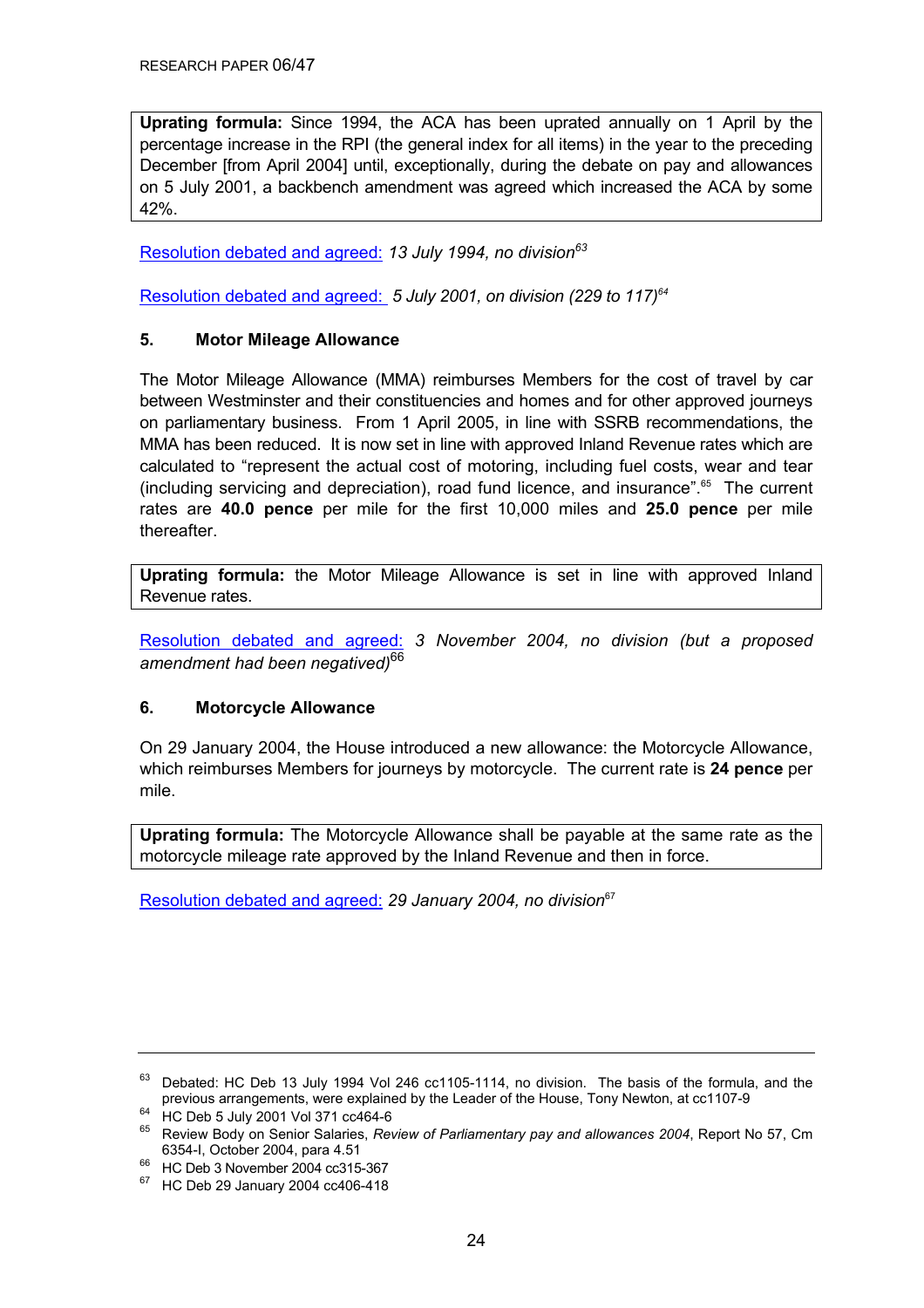**Uprating formula:** Since 1994, the ACA has been uprated annually on 1 April by the percentage increase in the RPI (the general index for all items) in the year to the preceding December [from April 2004] until, exceptionally, during the debate on pay and allowances on 5 July 2001, a backbench amendment was agreed which increased the ACA by some 42%.

Resolution debated and agreed: *13 July 1994, no division*[63]

Resolution debated and agreed: *5 July 2001, on division (229 to 117)*[64]

## 5. Motor Mileage Allowance

The Motor Mileage Allowance (MMA) reimburses Members for the cost of travel by car between Westminster and their constituencies and homes and for other approved journeys on parliamentary business. From 1 April 2005, in line with SSRB recommendations, the MMA has been reduced. It is now set in line with approved Inland Revenue rates which are calculated to "represent the actual cost of motoring, including fuel costs, wear and tear (including servicing and depreciation), road fund licence, and insurance".[65] The current rates are **40.0 pence** per mile for the first 10,000 miles and **25.0 pence** per mile thereafter.

**Uprating formula:** the Motor Mileage Allowance is set in line with approved Inland Revenue rates.

Resolution debated and agreed: *3 November 2004, no division (but a proposed amendment had been negatived)*[66]

## 6. Motorcycle Allowance

On 29 January 2004, the House introduced a new allowance: the Motorcycle Allowance, which reimburses Members for journeys by motorcycle. The current rate is **24 pence** per mile.

**Uprating formula:** The Motorcycle Allowance shall be payable at the same rate as the motorcycle mileage rate approved by the Inland Revenue and then in force.

Resolution debated and agreed: *29 January 2004, no division*[67]

---

[63] Debated: HC Deb 13 July 1994 Vol 246 cc1105-1114, no division. The basis of the formula, and the previous arrangements, were explained by the Leader of the House, Tony Newton, at cc1107-9

[64] HC Deb 5 July 2001 Vol 371 cc464-6

[65] Review Body on Senior Salaries, *Review of Parliamentary pay and allowances 2004*, Report No 57, Cm 6354-I, October 2004, para 4.51

[66] HC Deb 3 November 2004 cc315-367

[67] HC Deb 29 January 2004 cc406-418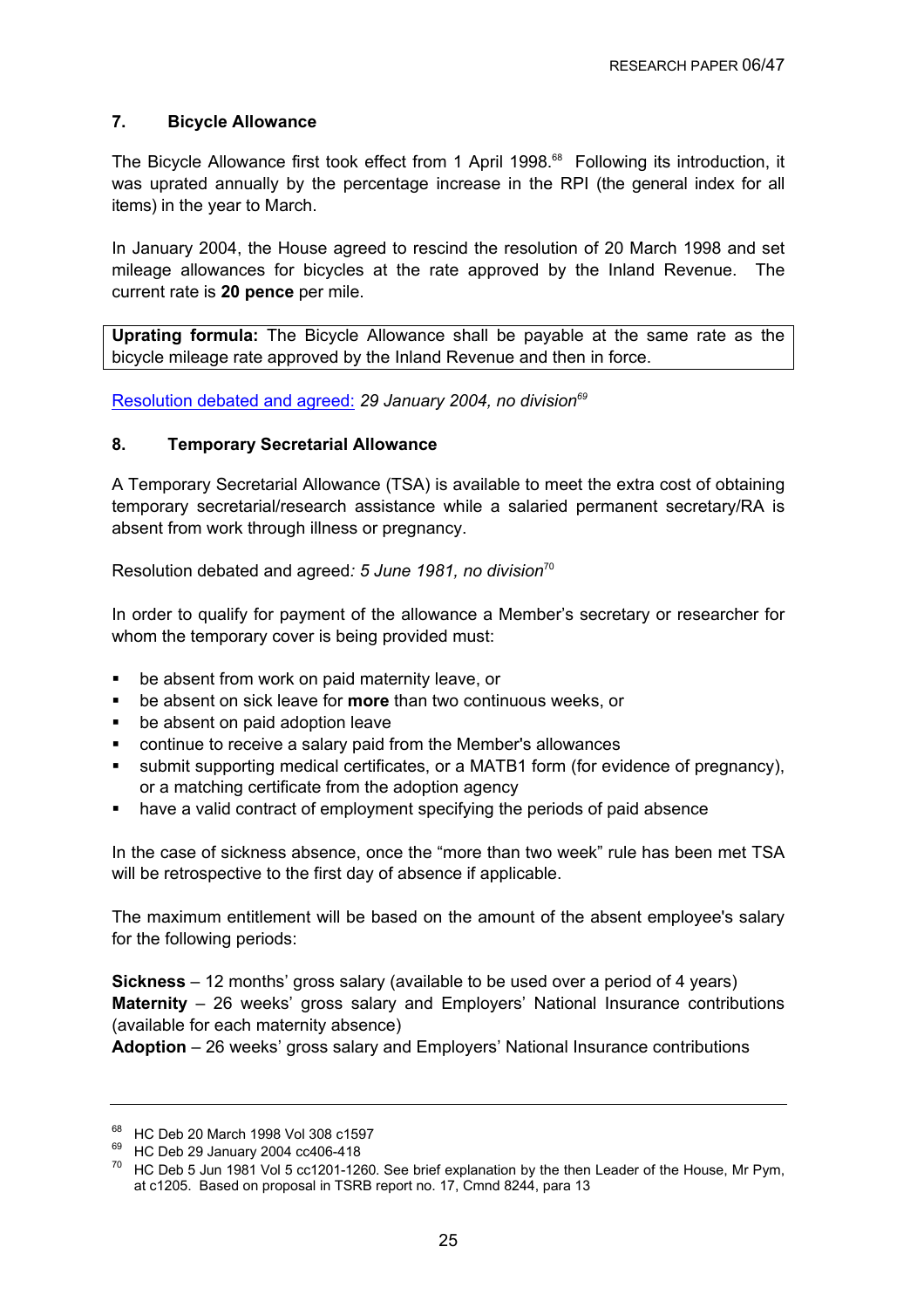### 7. Bicycle Allowance

The Bicycle Allowance first took effect from 1 April 1998.[68] Following its introduction, it was uprated annually by the percentage increase in the RPI (the general index for all items) in the year to March.

In January 2004, the House agreed to rescind the resolution of 20 March 1998 and set mileage allowances for bicycles at the rate approved by the Inland Revenue. The current rate is **20 pence** per mile.

**Uprating formula:** The Bicycle Allowance shall be payable at the same rate as the bicycle mileage rate approved by the Inland Revenue and then in force.

Resolution debated and agreed: *29 January 2004, no division*[69]

### 8. Temporary Secretarial Allowance

A Temporary Secretarial Allowance (TSA) is available to meet the extra cost of obtaining temporary secretarial/research assistance while a salaried permanent secretary/RA is absent from work through illness or pregnancy.

Resolution debated and agreed*: 5 June 1981, no division*[70]

In order to qualify for payment of the allowance a Member's secretary or researcher for whom the temporary cover is being provided must:

- be absent from work on paid maternity leave, or
- be absent on sick leave for **more** than two continuous weeks, or
- be absent on paid adoption leave
- continue to receive a salary paid from the Member's allowances
- submit supporting medical certificates, or a MATB1 form (for evidence of pregnancy), or a matching certificate from the adoption agency
- have a valid contract of employment specifying the periods of paid absence

In the case of sickness absence, once the "more than two week" rule has been met TSA will be retrospective to the first day of absence if applicable.

The maximum entitlement will be based on the amount of the absent employee's salary for the following periods:

**Sickness** – 12 months' gross salary (available to be used over a period of 4 years)
**Maternity** – 26 weeks' gross salary and Employers' National Insurance contributions (available for each maternity absence)
**Adoption** – 26 weeks' gross salary and Employers' National Insurance contributions

---

[68] HC Deb 20 March 1998 Vol 308 c1597
[69] HC Deb 29 January 2004 cc406-418
[70] HC Deb 5 Jun 1981 Vol 5 cc1201-1260. See brief explanation by the then Leader of the House, Mr Pym, at c1205. Based on proposal in TSRB report no. 17, Cmnd 8244, para 13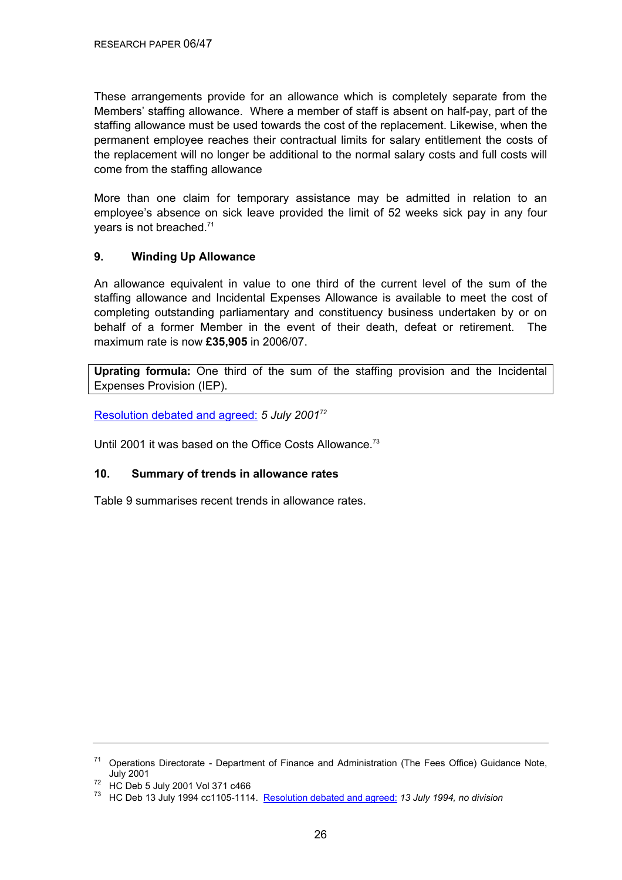These arrangements provide for an allowance which is completely separate from the Members' staffing allowance. Where a member of staff is absent on half-pay, part of the staffing allowance must be used towards the cost of the replacement. Likewise, when the permanent employee reaches their contractual limits for salary entitlement the costs of the replacement will no longer be additional to the normal salary costs and full costs will come from the staffing allowance

More than one claim for temporary assistance may be admitted in relation to an employee's absence on sick leave provided the limit of 52 weeks sick pay in any four years is not breached.[71]

## 9. Winding Up Allowance

An allowance equivalent in value to one third of the current level of the sum of the staffing allowance and Incidental Expenses Allowance is available to meet the cost of completing outstanding parliamentary and constituency business undertaken by or on behalf of a former Member in the event of their death, defeat or retirement. The maximum rate is now **£35,905** in 2006/07.

**Uprating formula:** One third of the sum of the staffing provision and the Incidental Expenses Provision (IEP).

Resolution debated and agreed: *5 July 2001*[72]

Until 2001 it was based on the Office Costs Allowance.[73]

## 10. Summary of trends in allowance rates

Table 9 summarises recent trends in allowance rates.

---

[71] Operations Directorate - Department of Finance and Administration (The Fees Office) Guidance Note, July 2001

[72] HC Deb 5 July 2001 Vol 371 c466

[73] HC Deb 13 July 1994 cc1105-1114. Resolution debated and agreed: *13 July 1994, no division*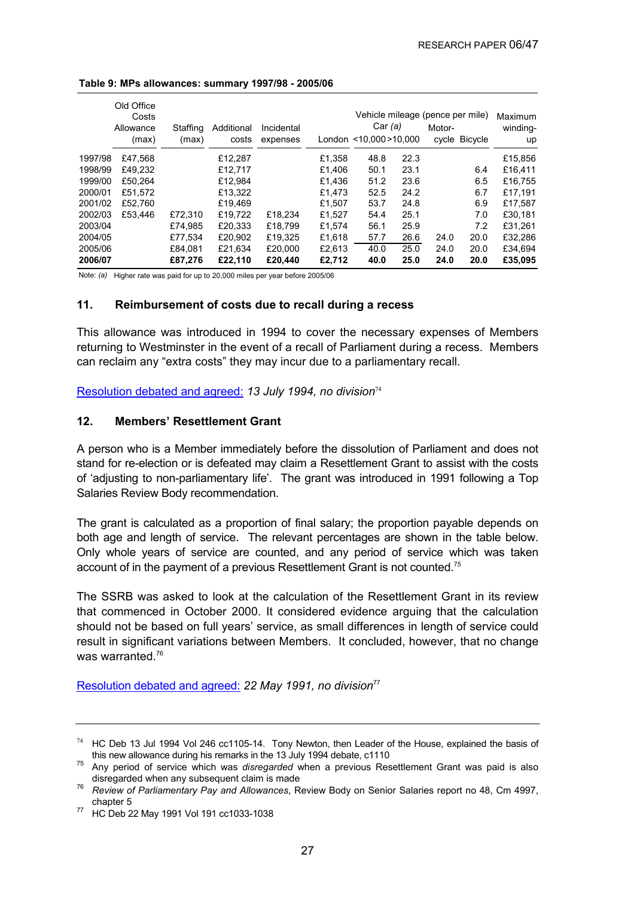**Table 9: MPs allowances: summary 1997/98 - 2005/06**

| | Old Office Costs Allowance (max) | Staffing (max) | Additional costs | Incidental expenses | Vehicle mileage (pence per mile) London | Car *(a)* <10,000 | >10,000 | Motor-cycle | Bicycle | Maximum winding-up |
|---|---|---|---|---|---|---|---|---|---|---|
| 1997/98 | £47,568 | | £12,287 | | £1,358 | 48.8 | 22.3 | | | £15,856 |
| 1998/99 | £49,232 | | £12,717 | | £1,406 | 50.1 | 23.1 | | 6.4 | £16,411 |
| 1999/00 | £50,264 | | £12,984 | | £1,436 | 51.2 | 23.6 | | 6.5 | £16,755 |
| 2000/01 | £51,572 | | £13,322 | | £1,473 | 52.5 | 24.2 | | 6.7 | £17,191 |
| 2001/02 | £52,760 | | £19,469 | | £1,507 | 53.7 | 24.8 | | 6.9 | £17,587 |
| 2002/03 | £53,446 | £72,310 | £19,722 | £18,234 | £1,527 | 54.4 | 25.1 | | 7.0 | £30,181 |
| 2003/04 | | £74,985 | £20,333 | £18,799 | £1,574 | 56.1 | 25.9 | | 7.2 | £31,261 |
| 2004/05 | | £77,534 | £20,902 | £19,325 | £1,618 | 57.7 | 26.6 | 24.0 | 20.0 | £32,286 |
| 2005/06 | | £84,081 | £21,634 | £20,000 | £2,613 | 40.0 | 25.0 | 24.0 | 20.0 | £34,694 |
| **2006/07** | | **£87,276** | **£22,110** | **£20,440** | **£2,712** | **40.0** | **25.0** | **24.0** | **20.0** | **£35,095** |

Note: *(a)* Higher rate was paid for up to 20,000 miles per year before 2005/06

## 11. Reimbursement of costs due to recall during a recess

This allowance was introduced in 1994 to cover the necessary expenses of Members returning to Westminster in the event of a recall of Parliament during a recess. Members can reclaim any "extra costs" they may incur due to a parliamentary recall.

Resolution debated and agreed: *13 July 1994, no division*[74]

## 12. Members' Resettlement Grant

A person who is a Member immediately before the dissolution of Parliament and does not stand for re-election or is defeated may claim a Resettlement Grant to assist with the costs of 'adjusting to non-parliamentary life'. The grant was introduced in 1991 following a Top Salaries Review Body recommendation.

The grant is calculated as a proportion of final salary; the proportion payable depends on both age and length of service. The relevant percentages are shown in the table below. Only whole years of service are counted, and any period of service which was taken account of in the payment of a previous Resettlement Grant is not counted.[75]

The SSRB was asked to look at the calculation of the Resettlement Grant in its review that commenced in October 2000. It considered evidence arguing that the calculation should not be based on full years' service, as small differences in length of service could result in significant variations between Members. It concluded, however, that no change was warranted.[76]

Resolution debated and agreed: *22 May 1991, no division*[77]

---

[74] HC Deb 13 Jul 1994 Vol 246 cc1105-14. Tony Newton, then Leader of the House, explained the basis of this new allowance during his remarks in the 13 July 1994 debate, c1110

[75] Any period of service which was *disregarded* when a previous Resettlement Grant was paid is also disregarded when any subsequent claim is made

[76] *Review of Parliamentary Pay and Allowances*, Review Body on Senior Salaries report no 48, Cm 4997, chapter 5

[77] HC Deb 22 May 1991 Vol 191 cc1033-1038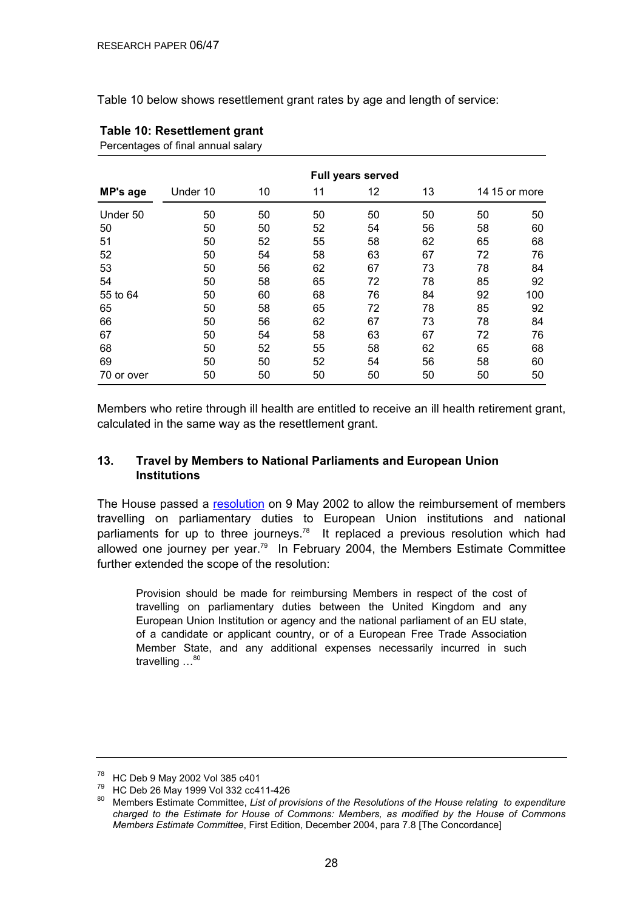Table 10 below shows resettlement grant rates by age and length of service:

**Table 10: Resettlement grant**

Percentages of final annual salary

| | Full years served | | | | | | |
|---|---|---|---|---|---|---|---|
| **MP's age** | Under 10 | 10 | 11 | 12 | 13 | 14 | 15 or more |
| Under 50 | 50 | 50 | 50 | 50 | 50 | 50 | 50 |
| 50 | 50 | 50 | 52 | 54 | 56 | 58 | 60 |
| 51 | 50 | 52 | 55 | 58 | 62 | 65 | 68 |
| 52 | 50 | 54 | 58 | 63 | 67 | 72 | 76 |
| 53 | 50 | 56 | 62 | 67 | 73 | 78 | 84 |
| 54 | 50 | 58 | 65 | 72 | 78 | 85 | 92 |
| 55 to 64 | 50 | 60 | 68 | 76 | 84 | 92 | 100 |
| 65 | 50 | 58 | 65 | 72 | 78 | 85 | 92 |
| 66 | 50 | 56 | 62 | 67 | 73 | 78 | 84 |
| 67 | 50 | 54 | 58 | 63 | 67 | 72 | 76 |
| 68 | 50 | 52 | 55 | 58 | 62 | 65 | 68 |
| 69 | 50 | 50 | 52 | 54 | 56 | 58 | 60 |
| 70 or over | 50 | 50 | 50 | 50 | 50 | 50 | 50 |

Members who retire through ill health are entitled to receive an ill health retirement grant, calculated in the same way as the resettlement grant.

## 13. Travel by Members to National Parliaments and European Union Institutions

The House passed a resolution on 9 May 2002 to allow the reimbursement of members travelling on parliamentary duties to European Union institutions and national parliaments for up to three journeys.[78] It replaced a previous resolution which had allowed one journey per year.[79] In February 2004, the Members Estimate Committee further extended the scope of the resolution:

> Provision should be made for reimbursing Members in respect of the cost of travelling on parliamentary duties between the United Kingdom and any European Union Institution or agency and the national parliament of an EU state, of a candidate or applicant country, or of a European Free Trade Association Member State, and any additional expenses necessarily incurred in such travelling …[80]

---

[78] HC Deb 9 May 2002 Vol 385 c401

[79] HC Deb 26 May 1999 Vol 332 cc411-426

[80] Members Estimate Committee, *List of provisions of the Resolutions of the House relating to expenditure charged to the Estimate for House of Commons: Members, as modified by the House of Commons Members Estimate Committee*, First Edition, December 2004, para 7.8 [The Concordance]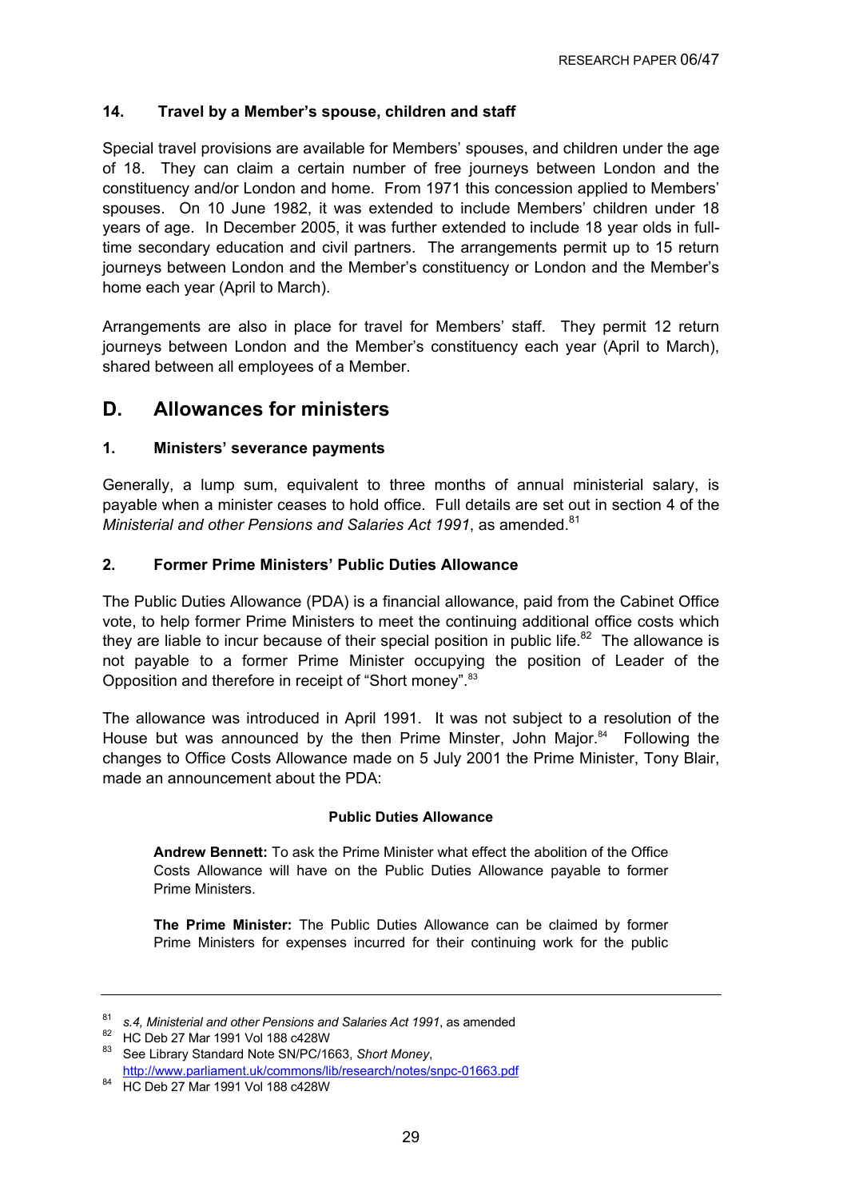### 14. Travel by a Member's spouse, children and staff

Special travel provisions are available for Members' spouses, and children under the age of 18. They can claim a certain number of free journeys between London and the constituency and/or London and home. From 1971 this concession applied to Members' spouses. On 10 June 1982, it was extended to include Members' children under 18 years of age. In December 2005, it was further extended to include 18 year olds in full-time secondary education and civil partners. The arrangements permit up to 15 return journeys between London and the Member's constituency or London and the Member's home each year (April to March).

Arrangements are also in place for travel for Members' staff. They permit 12 return journeys between London and the Member's constituency each year (April to March), shared between all employees of a Member.

## D. Allowances for ministers

### 1. Ministers' severance payments

Generally, a lump sum, equivalent to three months of annual ministerial salary, is payable when a minister ceases to hold office. Full details are set out in section 4 of the *Ministerial and other Pensions and Salaries Act 1991*, as amended.[81]

### 2. Former Prime Ministers' Public Duties Allowance

The Public Duties Allowance (PDA) is a financial allowance, paid from the Cabinet Office vote, to help former Prime Ministers to meet the continuing additional office costs which they are liable to incur because of their special position in public life.[82] The allowance is not payable to a former Prime Minister occupying the position of Leader of the Opposition and therefore in receipt of "Short money".[83]

The allowance was introduced in April 1991. It was not subject to a resolution of the House but was announced by the then Prime Minster, John Major.[84] Following the changes to Office Costs Allowance made on 5 July 2001 the Prime Minister, Tony Blair, made an announcement about the PDA:

> **Public Duties Allowance**
>
> **Andrew Bennett:** To ask the Prime Minister what effect the abolition of the Office Costs Allowance will have on the Public Duties Allowance payable to former Prime Ministers.
>
> **The Prime Minister:** The Public Duties Allowance can be claimed by former Prime Ministers for expenses incurred for their continuing work for the public

---

[81] *s.4, Ministerial and other Pensions and Salaries Act 1991*, as amended

[82] HC Deb 27 Mar 1991 Vol 188 c428W

[83] See Library Standard Note SN/PC/1663, *Short Money*, http://www.parliament.uk/commons/lib/research/notes/snpc-01663.pdf

[84] HC Deb 27 Mar 1991 Vol 188 c428W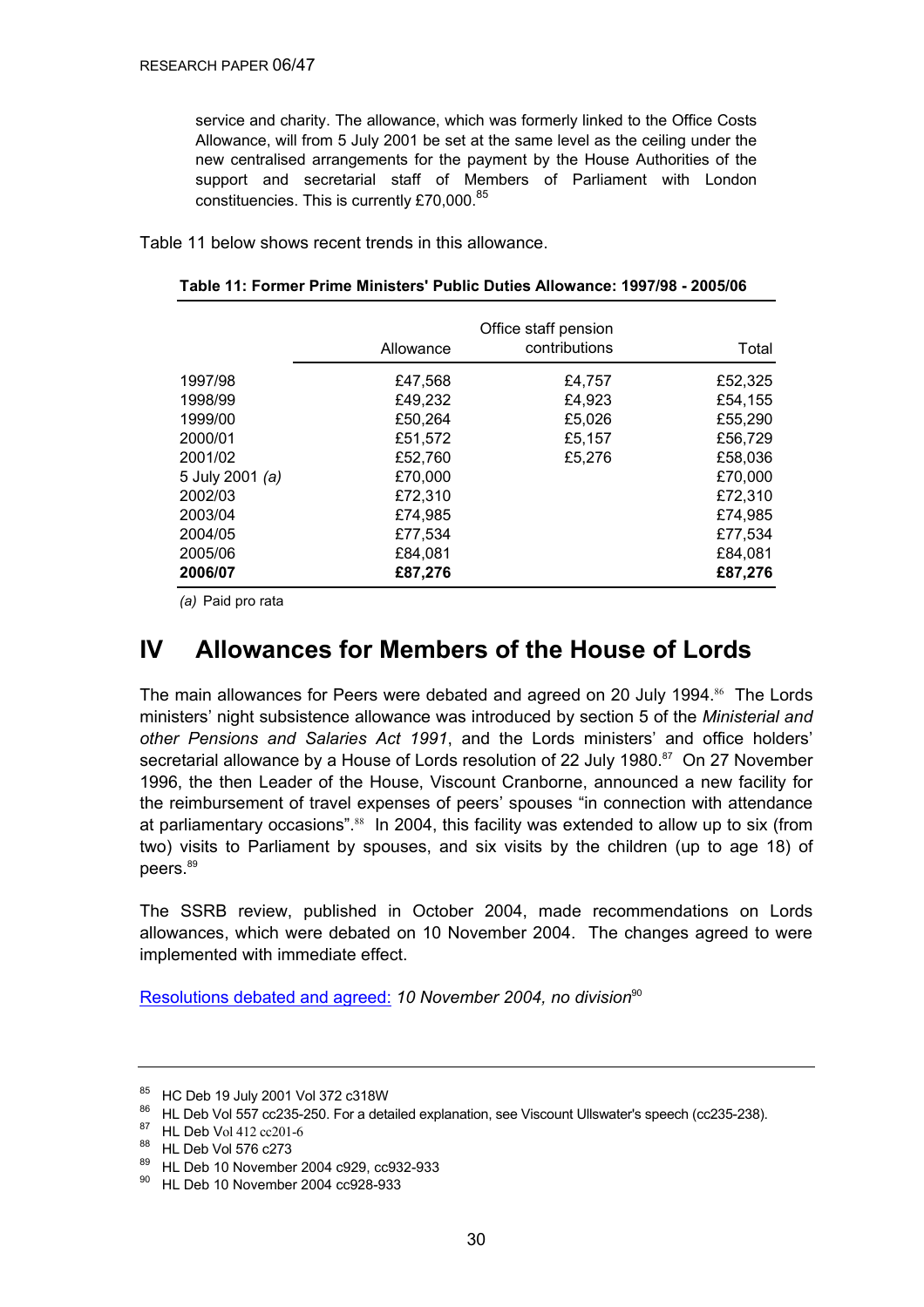service and charity. The allowance, which was formerly linked to the Office Costs Allowance, will from 5 July 2001 be set at the same level as the ceiling under the new centralised arrangements for the payment by the House Authorities of the support and secretarial staff of Members of Parliament with London constituencies. This is currently £70,000.[85]

Table 11 below shows recent trends in this allowance.

**Table 11: Former Prime Ministers' Public Duties Allowance: 1997/98 - 2005/06**

| | Allowance | Office staff pension contributions | Total |
|---|---|---|---|
| 1997/98 | £47,568 | £4,757 | £52,325 |
| 1998/99 | £49,232 | £4,923 | £54,155 |
| 1999/00 | £50,264 | £5,026 | £55,290 |
| 2000/01 | £51,572 | £5,157 | £56,729 |
| 2001/02 | £52,760 | £5,276 | £58,036 |
| 5 July 2001 *(a)* | £70,000 | | £70,000 |
| 2002/03 | £72,310 | | £72,310 |
| 2003/04 | £74,985 | | £74,985 |
| 2004/05 | £77,534 | | £77,534 |
| 2005/06 | £84,081 | | £84,081 |
| **2006/07** | **£87,276** | | **£87,276** |

*(a)* Paid pro rata

# IV Allowances for Members of the House of Lords

The main allowances for Peers were debated and agreed on 20 July 1994.[86] The Lords ministers' night subsistence allowance was introduced by section 5 of the *Ministerial and other Pensions and Salaries Act 1991*, and the Lords ministers' and office holders' secretarial allowance by a House of Lords resolution of 22 July 1980.[87] On 27 November 1996, the then Leader of the House, Viscount Cranborne, announced a new facility for the reimbursement of travel expenses of peers' spouses "in connection with attendance at parliamentary occasions".[88] In 2004, this facility was extended to allow up to six (from two) visits to Parliament by spouses, and six visits by the children (up to age 18) of peers.[89]

The SSRB review, published in October 2004, made recommendations on Lords allowances, which were debated on 10 November 2004. The changes agreed to were implemented with immediate effect.

Resolutions debated and agreed: *10 November 2004, no division*[90]

---

85 HC Deb 19 July 2001 Vol 372 c318W
86 HL Deb Vol 557 cc235-250. For a detailed explanation, see Viscount Ullswater's speech (cc235-238).
87 HL Deb Vol 412 cc201-6
88 HL Deb Vol 576 c273
89 HL Deb 10 November 2004 c929, cc932-933
90 HL Deb 10 November 2004 cc928-933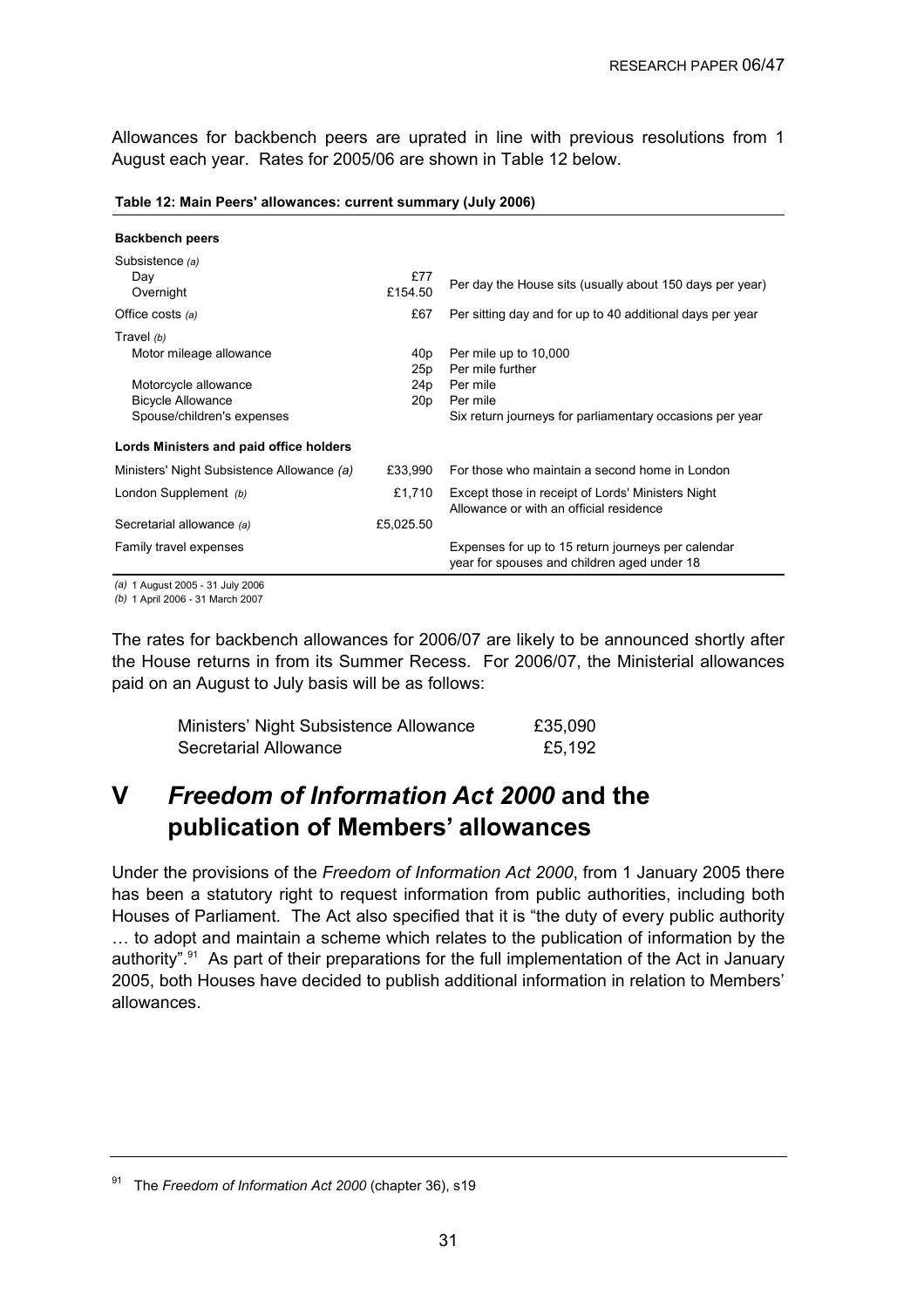Allowances for backbench peers are uprated in line with previous resolutions from 1 August each year. Rates for 2005/06 are shown in Table 12 below.

**Table 12: Main Peers' allowances: current summary (July 2006)**

| | | |
|---|---|---|
| **Backbench peers** | | |
| Subsistence *(a)* | | |
| Day | £77 | Per day the House sits (usually about 150 days per year) |
| Overnight | £154.50 | |
| Office costs *(a)* | £67 | Per sitting day and for up to 40 additional days per year |
| Travel *(b)* | | |
| Motor mileage allowance | 40p | Per mile up to 10,000 |
| | 25p | Per mile further |
| Motorcycle allowance | 24p | Per mile |
| Bicycle Allowance | 20p | Per mile |
| Spouse/children's expenses | | Six return journeys for parliamentary occasions per year |
| **Lords Ministers and paid office holders** | | |
| Ministers' Night Subsistence Allowance *(a)* | £33,990 | For those who maintain a second home in London |
| London Supplement *(b)* | £1,710 | Except those in receipt of Lords' Ministers Night Allowance or with an official residence |
| Secretarial allowance *(a)* | £5,025.50 | |
| Family travel expenses | | Expenses for up to 15 return journeys per calendar year for spouses and children aged under 18 |

*(a)* 1 August 2005 - 31 July 2006
*(b)* 1 April 2006 - 31 March 2007

The rates for backbench allowances for 2006/07 are likely to be announced shortly after the House returns in from its Summer Recess. For 2006/07, the Ministerial allowances paid on an August to July basis will be as follows:

| | |
|---|---|
| Ministers' Night Subsistence Allowance | £35,090 |
| Secretarial Allowance | £5,192 |

# V *Freedom of Information Act 2000* and the publication of Members' allowances

Under the provisions of the *Freedom of Information Act 2000*, from 1 January 2005 there has been a statutory right to request information from public authorities, including both Houses of Parliament. The Act also specified that it is "the duty of every public authority … to adopt and maintain a scheme which relates to the publication of information by the authority".[91] As part of their preparations for the full implementation of the Act in January 2005, both Houses have decided to publish additional information in relation to Members' allowances.

[91] The *Freedom of Information Act 2000* (chapter 36), s19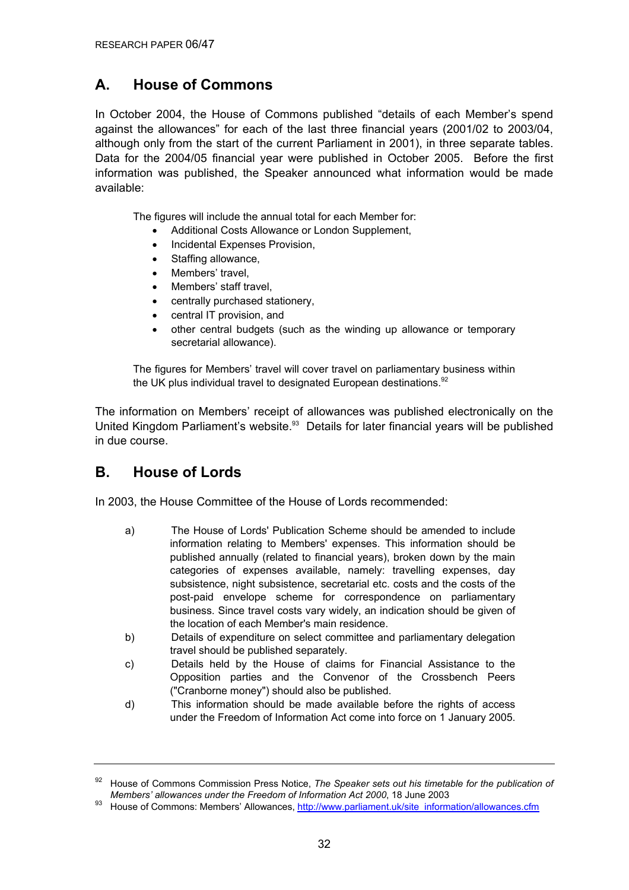## A. House of Commons

In October 2004, the House of Commons published "details of each Member's spend against the allowances" for each of the last three financial years (2001/02 to 2003/04, although only from the start of the current Parliament in 2001), in three separate tables. Data for the 2004/05 financial year were published in October 2005. Before the first information was published, the Speaker announced what information would be made available:

> The figures will include the annual total for each Member for:
>
> - Additional Costs Allowance or London Supplement,
> - Incidental Expenses Provision,
> - Staffing allowance,
> - Members' travel,
> - Members' staff travel,
> - centrally purchased stationery,
> - central IT provision, and
> - other central budgets (such as the winding up allowance or temporary secretarial allowance).
>
> The figures for Members' travel will cover travel on parliamentary business within the UK plus individual travel to designated European destinations.[92]

The information on Members' receipt of allowances was published electronically on the United Kingdom Parliament's website.[93] Details for later financial years will be published in due course.

## B. House of Lords

In 2003, the House Committee of the House of Lords recommended:

> a) The House of Lords' Publication Scheme should be amended to include information relating to Members' expenses. This information should be published annually (related to financial years), broken down by the main categories of expenses available, namely: travelling expenses, day subsistence, night subsistence, secretarial etc. costs and the costs of the post-paid envelope scheme for correspondence on parliamentary business. Since travel costs vary widely, an indication should be given of the location of each Member's main residence.
>
> b) Details of expenditure on select committee and parliamentary delegation travel should be published separately.
>
> c) Details held by the House of claims for Financial Assistance to the Opposition parties and the Convenor of the Crossbench Peers ("Cranborne money") should also be published.
>
> d) This information should be made available before the rights of access under the Freedom of Information Act come into force on 1 January 2005.

---

[92] House of Commons Commission Press Notice, *The Speaker sets out his timetable for the publication of Members' allowances under the Freedom of Information Act 2000*, 18 June 2003

[93] House of Commons: Members' Allowances, http://www.parliament.uk/site_information/allowances.cfm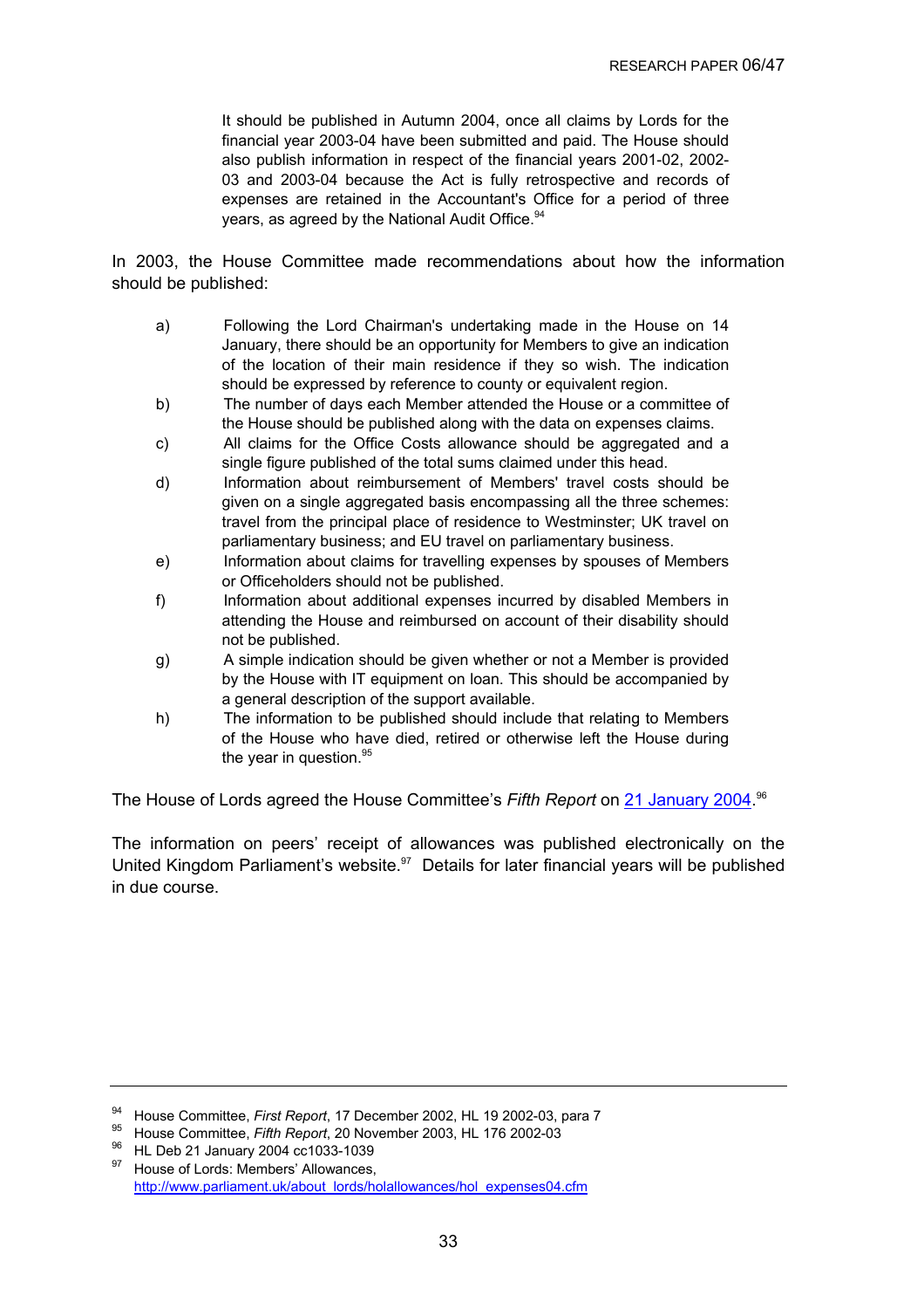> It should be published in Autumn 2004, once all claims by Lords for the financial year 2003-04 have been submitted and paid. The House should also publish information in respect of the financial years 2001-02, 2002-03 and 2003-04 because the Act is fully retrospective and records of expenses are retained in the Accountant's Office for a period of three years, as agreed by the National Audit Office.[94]

In 2003, the House Committee made recommendations about how the information should be published:

> a) Following the Lord Chairman's undertaking made in the House on 14 January, there should be an opportunity for Members to give an indication of the location of their main residence if they so wish. The indication should be expressed by reference to county or equivalent region.
>
> b) The number of days each Member attended the House or a committee of the House should be published along with the data on expenses claims.
>
> c) All claims for the Office Costs allowance should be aggregated and a single figure published of the total sums claimed under this head.
>
> d) Information about reimbursement of Members' travel costs should be given on a single aggregated basis encompassing all the three schemes: travel from the principal place of residence to Westminster; UK travel on parliamentary business; and EU travel on parliamentary business.
>
> e) Information about claims for travelling expenses by spouses of Members or Officeholders should not be published.
>
> f) Information about additional expenses incurred by disabled Members in attending the House and reimbursed on account of their disability should not be published.
>
> g) A simple indication should be given whether or not a Member is provided by the House with IT equipment on loan. This should be accompanied by a general description of the support available.
>
> h) The information to be published should include that relating to Members of the House who have died, retired or otherwise left the House during the year in question.[95]

The House of Lords agreed the House Committee's *Fifth Report* on 21 January 2004.[96]

The information on peers' receipt of allowances was published electronically on the United Kingdom Parliament's website.[97] Details for later financial years will be published in due course.

---

[94] House Committee, *First Report*, 17 December 2002, HL 19 2002-03, para 7

[95] House Committee, *Fifth Report*, 20 November 2003, HL 176 2002-03

[96] HL Deb 21 January 2004 cc1033-1039

[97] House of Lords: Members' Allowances, http://www.parliament.uk/about_lords/holallowances/hol_expenses04.cfm